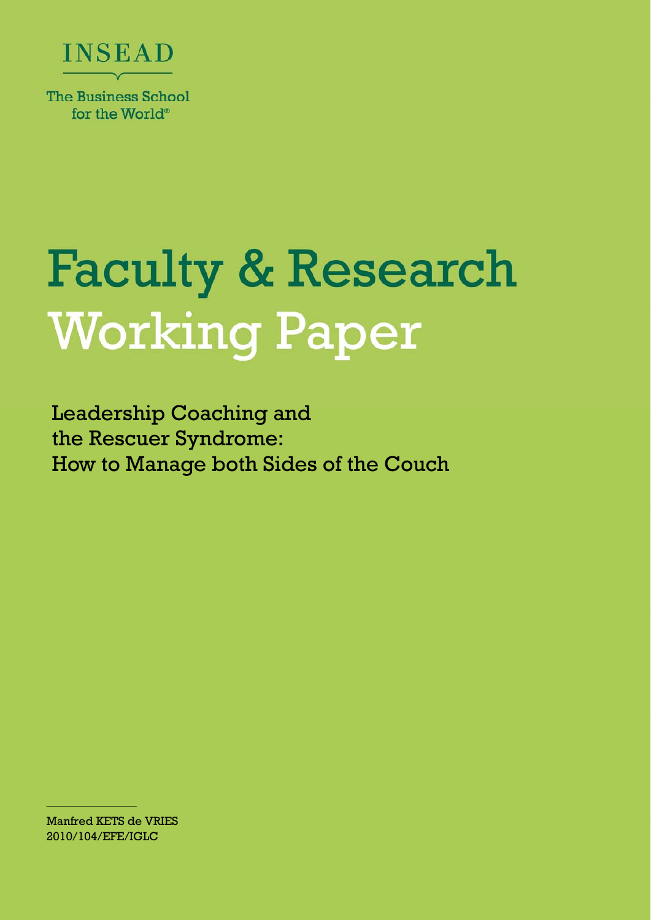INSEAD

The Business School for the World®

# Faculty & Research Working Paper

## Leadership Coaching and the Rescuer Syndrome: How to Manage both Sides of the Couch

Manfred KETS de VRIES
2010/104/EFE/IGLC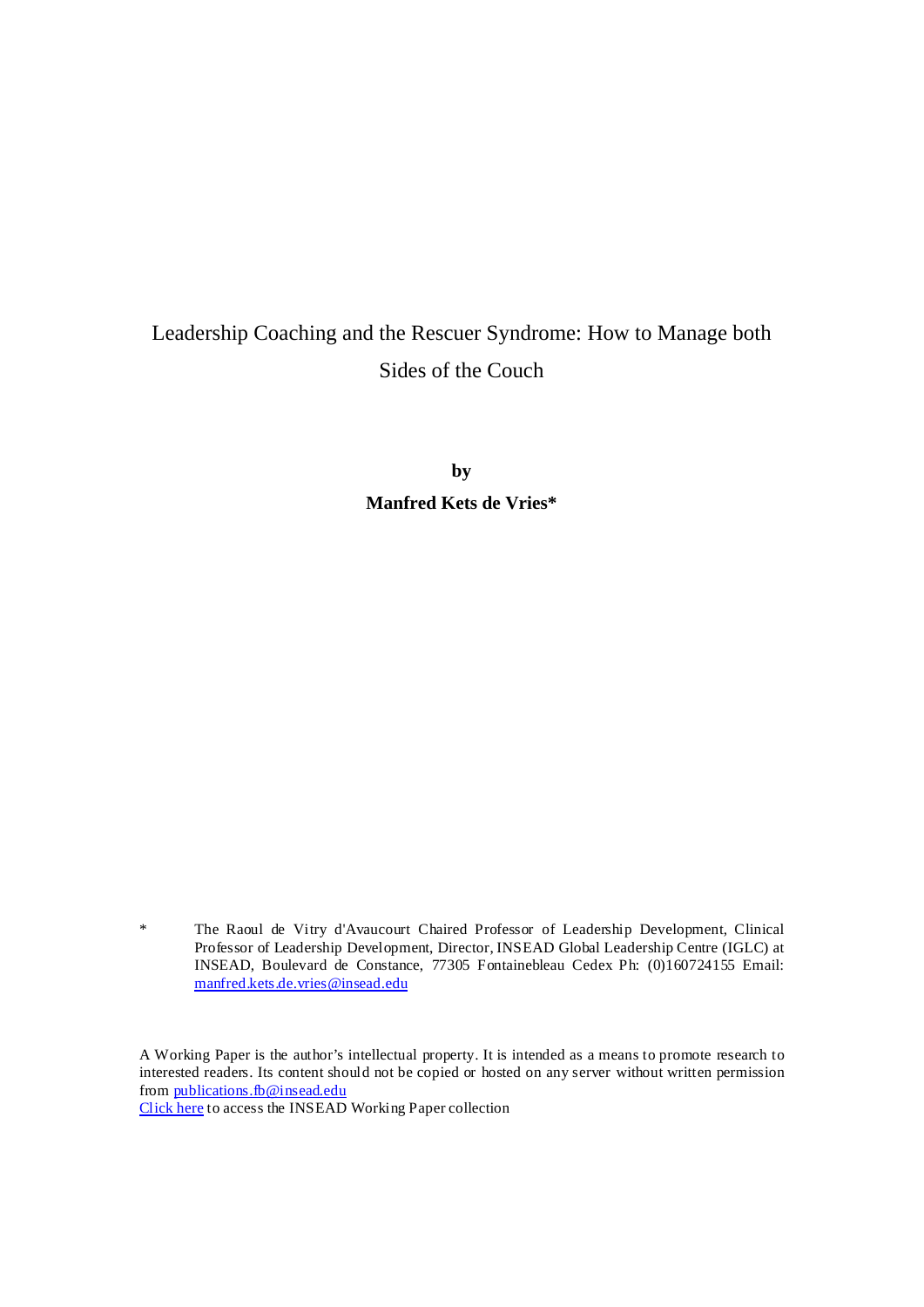# Leadership Coaching and the Rescuer Syndrome: How to Manage both Sides of the Couch

**by**

**Manfred Kets de Vries***

\* The Raoul de Vitry d'Avaucourt Chaired Professor of Leadership Development, Clinical Professor of Leadership Development, Director, INSEAD Global Leadership Centre (IGLC) at INSEAD, Boulevard de Constance, 77305 Fontainebleau Cedex Ph: (0)160724155 Email: manfred.kets.de.vries@insead.edu

A Working Paper is the author's intellectual property. It is intended as a means to promote research to interested readers. Its content should not be copied or hosted on any server without written permission from publications.fb@insead.edu

Click here to access the INSEAD Working Paper collection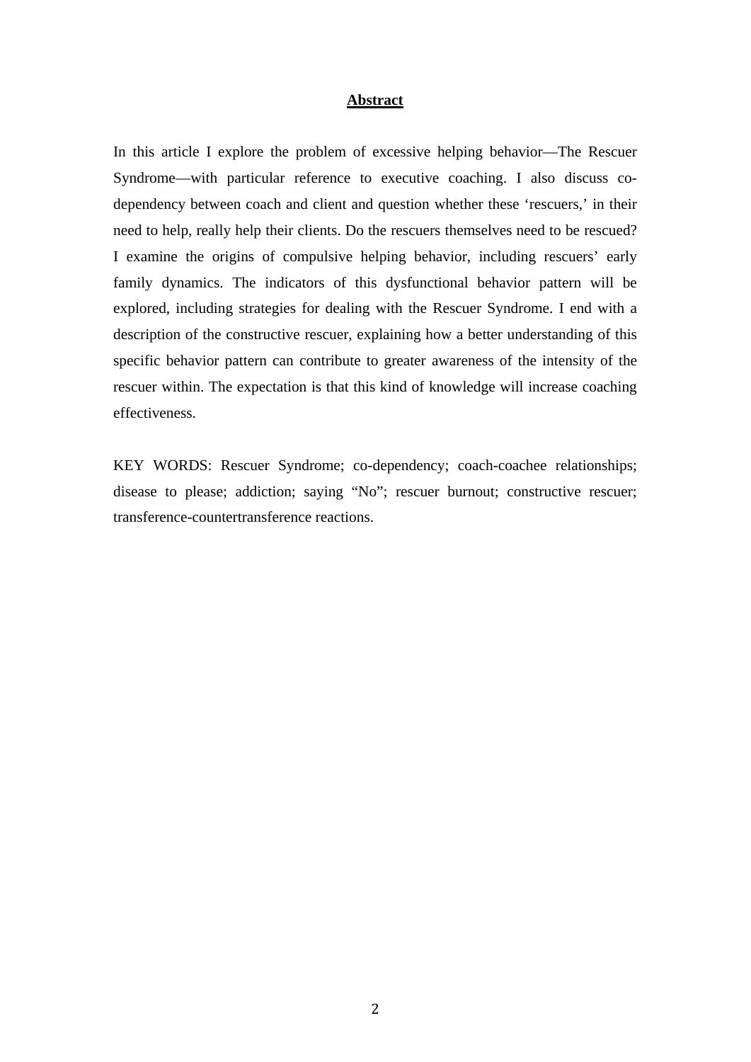## Abstract

In this article I explore the problem of excessive helping behavior—The Rescuer Syndrome—with particular reference to executive coaching. I also discuss co-dependency between coach and client and question whether these 'rescuers,' in their need to help, really help their clients. Do the rescuers themselves need to be rescued? I examine the origins of compulsive helping behavior, including rescuers' early family dynamics. The indicators of this dysfunctional behavior pattern will be explored, including strategies for dealing with the Rescuer Syndrome. I end with a description of the constructive rescuer, explaining how a better understanding of this specific behavior pattern can contribute to greater awareness of the intensity of the rescuer within. The expectation is that this kind of knowledge will increase coaching effectiveness.

KEY WORDS: Rescuer Syndrome; co-dependency; coach-coachee relationships; disease to please; addiction; saying "No"; rescuer burnout; constructive rescuer; transference-countertransference reactions.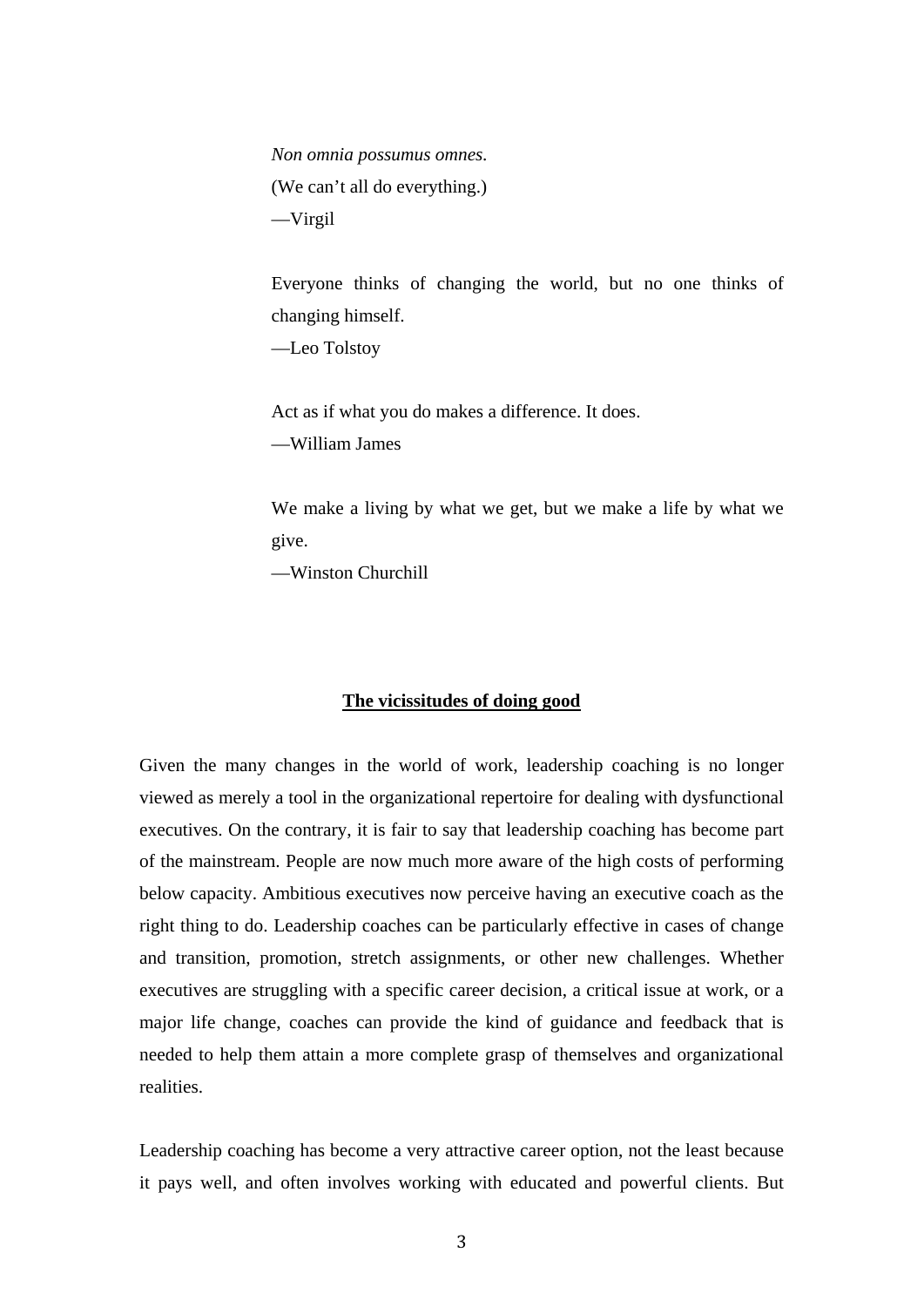*Non omnia possumus omnes.*
(We can’t all do everything.)
—Virgil

Everyone thinks of changing the world, but no one thinks of changing himself.
—Leo Tolstoy

Act as if what you do makes a difference. It does.
—William James

We make a living by what we get, but we make a life by what we give.
—Winston Churchill

## The vicissitudes of doing good

Given the many changes in the world of work, leadership coaching is no longer viewed as merely a tool in the organizational repertoire for dealing with dysfunctional executives. On the contrary, it is fair to say that leadership coaching has become part of the mainstream. People are now much more aware of the high costs of performing below capacity. Ambitious executives now perceive having an executive coach as the right thing to do. Leadership coaches can be particularly effective in cases of change and transition, promotion, stretch assignments, or other new challenges. Whether executives are struggling with a specific career decision, a critical issue at work, or a major life change, coaches can provide the kind of guidance and feedback that is needed to help them attain a more complete grasp of themselves and organizational realities.

Leadership coaching has become a very attractive career option, not the least because it pays well, and often involves working with educated and powerful clients. But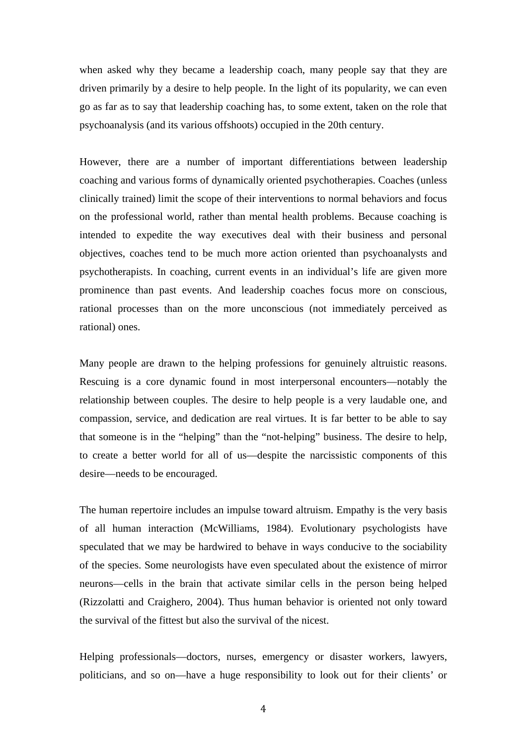when asked why they became a leadership coach, many people say that they are driven primarily by a desire to help people. In the light of its popularity, we can even go as far as to say that leadership coaching has, to some extent, taken on the role that psychoanalysis (and its various offshoots) occupied in the 20th century.

However, there are a number of important differentiations between leadership coaching and various forms of dynamically oriented psychotherapies. Coaches (unless clinically trained) limit the scope of their interventions to normal behaviors and focus on the professional world, rather than mental health problems. Because coaching is intended to expedite the way executives deal with their business and personal objectives, coaches tend to be much more action oriented than psychoanalysts and psychotherapists. In coaching, current events in an individual's life are given more prominence than past events. And leadership coaches focus more on conscious, rational processes than on the more unconscious (not immediately perceived as rational) ones.

Many people are drawn to the helping professions for genuinely altruistic reasons. Rescuing is a core dynamic found in most interpersonal encounters—notably the relationship between couples. The desire to help people is a very laudable one, and compassion, service, and dedication are real virtues. It is far better to be able to say that someone is in the "helping" than the "not-helping" business. The desire to help, to create a better world for all of us—despite the narcissistic components of this desire—needs to be encouraged.

The human repertoire includes an impulse toward altruism. Empathy is the very basis of all human interaction (McWilliams, 1984). Evolutionary psychologists have speculated that we may be hardwired to behave in ways conducive to the sociability of the species. Some neurologists have even speculated about the existence of mirror neurons—cells in the brain that activate similar cells in the person being helped (Rizzolatti and Craighero, 2004). Thus human behavior is oriented not only toward the survival of the fittest but also the survival of the nicest.

Helping professionals—doctors, nurses, emergency or disaster workers, lawyers, politicians, and so on—have a huge responsibility to look out for their clients' or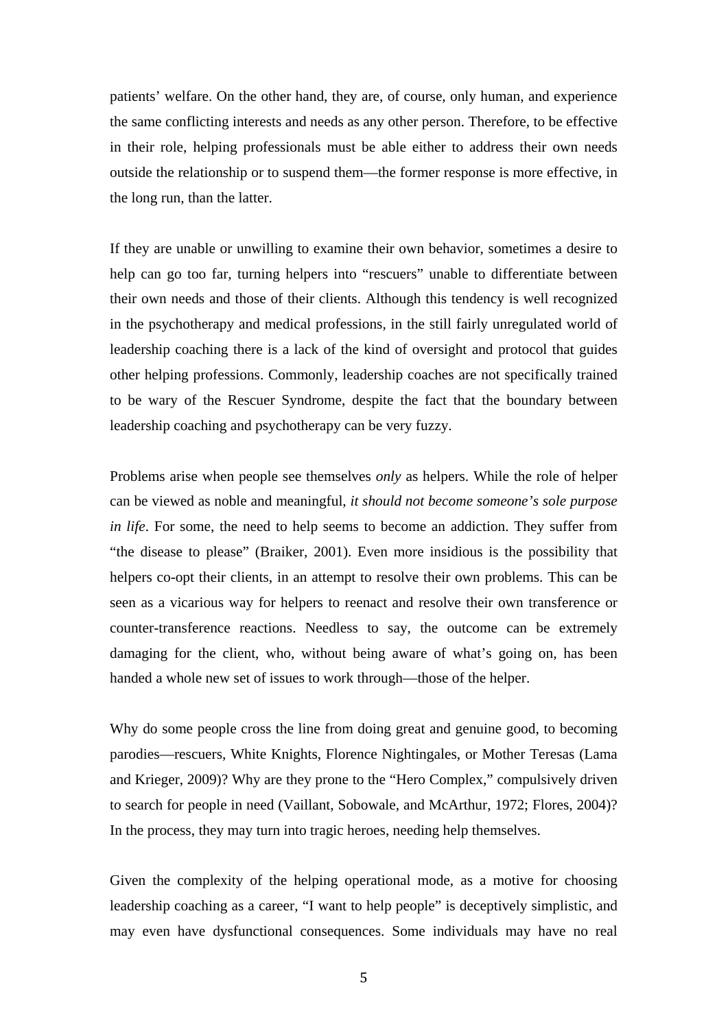patients' welfare. On the other hand, they are, of course, only human, and experience the same conflicting interests and needs as any other person. Therefore, to be effective in their role, helping professionals must be able either to address their own needs outside the relationship or to suspend them—the former response is more effective, in the long run, than the latter.

If they are unable or unwilling to examine their own behavior, sometimes a desire to help can go too far, turning helpers into "rescuers" unable to differentiate between their own needs and those of their clients. Although this tendency is well recognized in the psychotherapy and medical professions, in the still fairly unregulated world of leadership coaching there is a lack of the kind of oversight and protocol that guides other helping professions. Commonly, leadership coaches are not specifically trained to be wary of the Rescuer Syndrome, despite the fact that the boundary between leadership coaching and psychotherapy can be very fuzzy.

Problems arise when people see themselves *only* as helpers. While the role of helper can be viewed as noble and meaningful, *it should not become someone's sole purpose in life*. For some, the need to help seems to become an addiction. They suffer from "the disease to please" (Braiker, 2001). Even more insidious is the possibility that helpers co-opt their clients, in an attempt to resolve their own problems. This can be seen as a vicarious way for helpers to reenact and resolve their own transference or counter-transference reactions. Needless to say, the outcome can be extremely damaging for the client, who, without being aware of what's going on, has been handed a whole new set of issues to work through—those of the helper.

Why do some people cross the line from doing great and genuine good, to becoming parodies—rescuers, White Knights, Florence Nightingales, or Mother Teresas (Lama and Krieger, 2009)? Why are they prone to the "Hero Complex," compulsively driven to search for people in need (Vaillant, Sobowale, and McArthur, 1972; Flores, 2004)? In the process, they may turn into tragic heroes, needing help themselves.

Given the complexity of the helping operational mode, as a motive for choosing leadership coaching as a career, "I want to help people" is deceptively simplistic, and may even have dysfunctional consequences. Some individuals may have no real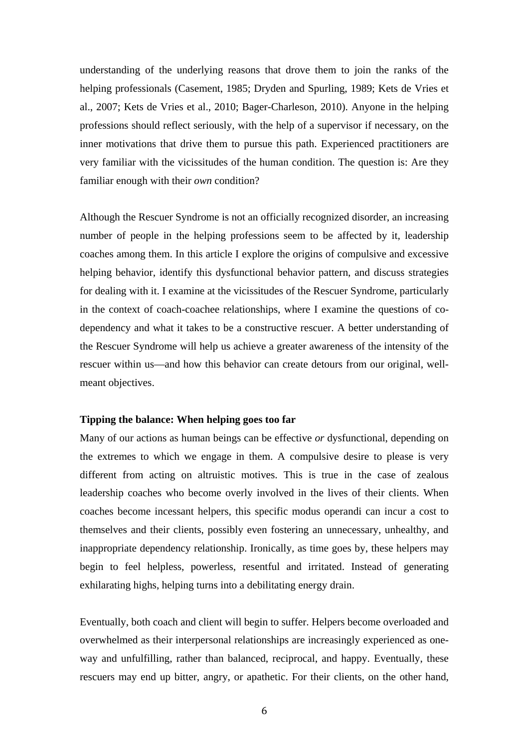understanding of the underlying reasons that drove them to join the ranks of the helping professionals (Casement, 1985; Dryden and Spurling, 1989; Kets de Vries et al., 2007; Kets de Vries et al., 2010; Bager-Charleson, 2010). Anyone in the helping professions should reflect seriously, with the help of a supervisor if necessary, on the inner motivations that drive them to pursue this path. Experienced practitioners are very familiar with the vicissitudes of the human condition. The question is: Are they familiar enough with their *own* condition?

Although the Rescuer Syndrome is not an officially recognized disorder, an increasing number of people in the helping professions seem to be affected by it, leadership coaches among them. In this article I explore the origins of compulsive and excessive helping behavior, identify this dysfunctional behavior pattern, and discuss strategies for dealing with it. I examine at the vicissitudes of the Rescuer Syndrome, particularly in the context of coach-coachee relationships, where I examine the questions of co-dependency and what it takes to be a constructive rescuer. A better understanding of the Rescuer Syndrome will help us achieve a greater awareness of the intensity of the rescuer within us—and how this behavior can create detours from our original, well-meant objectives.

**Tipping the balance: When helping goes too far**

Many of our actions as human beings can be effective *or* dysfunctional, depending on the extremes to which we engage in them. A compulsive desire to please is very different from acting on altruistic motives. This is true in the case of zealous leadership coaches who become overly involved in the lives of their clients. When coaches become incessant helpers, this specific modus operandi can incur a cost to themselves and their clients, possibly even fostering an unnecessary, unhealthy, and inappropriate dependency relationship. Ironically, as time goes by, these helpers may begin to feel helpless, powerless, resentful and irritated. Instead of generating exhilarating highs, helping turns into a debilitating energy drain.

Eventually, both coach and client will begin to suffer. Helpers become overloaded and overwhelmed as their interpersonal relationships are increasingly experienced as one-way and unfulfilling, rather than balanced, reciprocal, and happy. Eventually, these rescuers may end up bitter, angry, or apathetic. For their clients, on the other hand,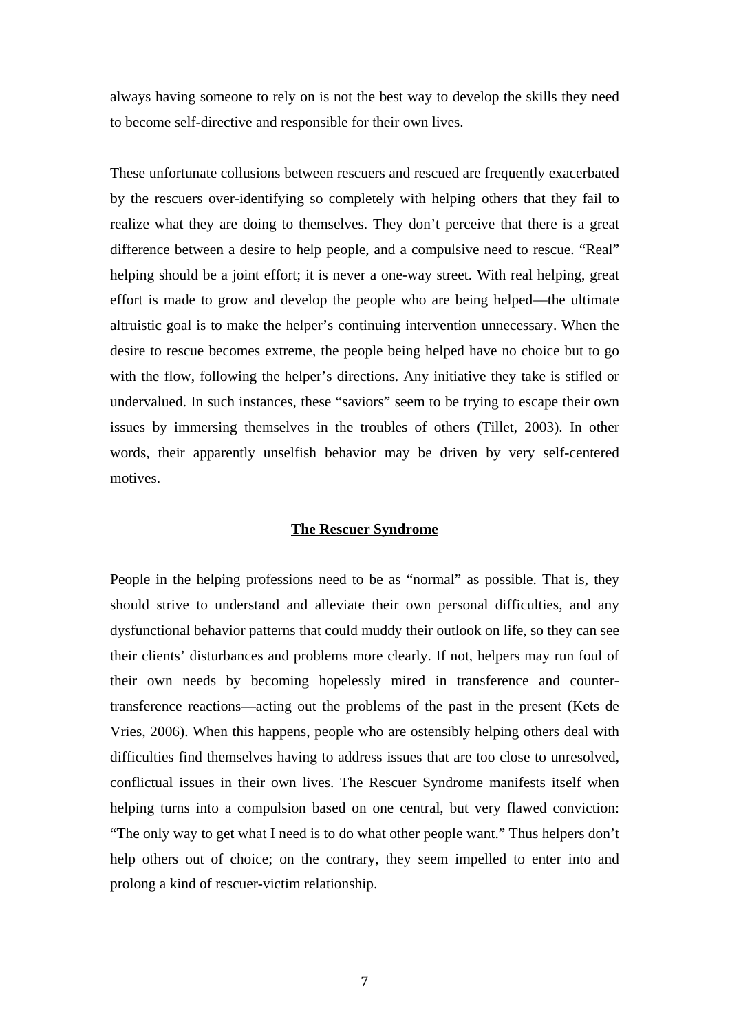always having someone to rely on is not the best way to develop the skills they need to become self-directive and responsible for their own lives.

These unfortunate collusions between rescuers and rescued are frequently exacerbated by the rescuers over-identifying so completely with helping others that they fail to realize what they are doing to themselves. They don't perceive that there is a great difference between a desire to help people, and a compulsive need to rescue. "Real" helping should be a joint effort; it is never a one-way street. With real helping, great effort is made to grow and develop the people who are being helped—the ultimate altruistic goal is to make the helper's continuing intervention unnecessary. When the desire to rescue becomes extreme, the people being helped have no choice but to go with the flow, following the helper's directions. Any initiative they take is stifled or undervalued. In such instances, these "saviors" seem to be trying to escape their own issues by immersing themselves in the troubles of others (Tillet, 2003). In other words, their apparently unselfish behavior may be driven by very self-centered motives.

## The Rescuer Syndrome

People in the helping professions need to be as "normal" as possible. That is, they should strive to understand and alleviate their own personal difficulties, and any dysfunctional behavior patterns that could muddy their outlook on life, so they can see their clients' disturbances and problems more clearly. If not, helpers may run foul of their own needs by becoming hopelessly mired in transference and counter-transference reactions—acting out the problems of the past in the present (Kets de Vries, 2006). When this happens, people who are ostensibly helping others deal with difficulties find themselves having to address issues that are too close to unresolved, conflictual issues in their own lives. The Rescuer Syndrome manifests itself when helping turns into a compulsion based on one central, but very flawed conviction: "The only way to get what I need is to do what other people want." Thus helpers don't help others out of choice; on the contrary, they seem impelled to enter into and prolong a kind of rescuer-victim relationship.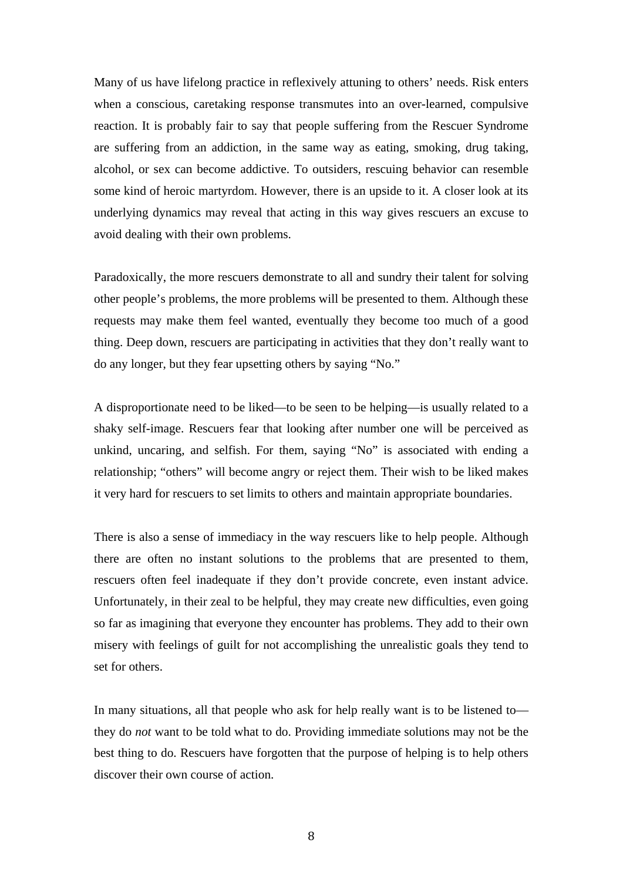Many of us have lifelong practice in reflexively attuning to others' needs. Risk enters when a conscious, caretaking response transmutes into an over-learned, compulsive reaction. It is probably fair to say that people suffering from the Rescuer Syndrome are suffering from an addiction, in the same way as eating, smoking, drug taking, alcohol, or sex can become addictive. To outsiders, rescuing behavior can resemble some kind of heroic martyrdom. However, there is an upside to it. A closer look at its underlying dynamics may reveal that acting in this way gives rescuers an excuse to avoid dealing with their own problems.

Paradoxically, the more rescuers demonstrate to all and sundry their talent for solving other people's problems, the more problems will be presented to them. Although these requests may make them feel wanted, eventually they become too much of a good thing. Deep down, rescuers are participating in activities that they don't really want to do any longer, but they fear upsetting others by saying "No."

A disproportionate need to be liked—to be seen to be helping—is usually related to a shaky self-image. Rescuers fear that looking after number one will be perceived as unkind, uncaring, and selfish. For them, saying "No" is associated with ending a relationship; "others" will become angry or reject them. Their wish to be liked makes it very hard for rescuers to set limits to others and maintain appropriate boundaries.

There is also a sense of immediacy in the way rescuers like to help people. Although there are often no instant solutions to the problems that are presented to them, rescuers often feel inadequate if they don't provide concrete, even instant advice. Unfortunately, in their zeal to be helpful, they may create new difficulties, even going so far as imagining that everyone they encounter has problems. They add to their own misery with feelings of guilt for not accomplishing the unrealistic goals they tend to set for others.

In many situations, all that people who ask for help really want is to be listened to—they do *not* want to be told what to do. Providing immediate solutions may not be the best thing to do. Rescuers have forgotten that the purpose of helping is to help others discover their own course of action.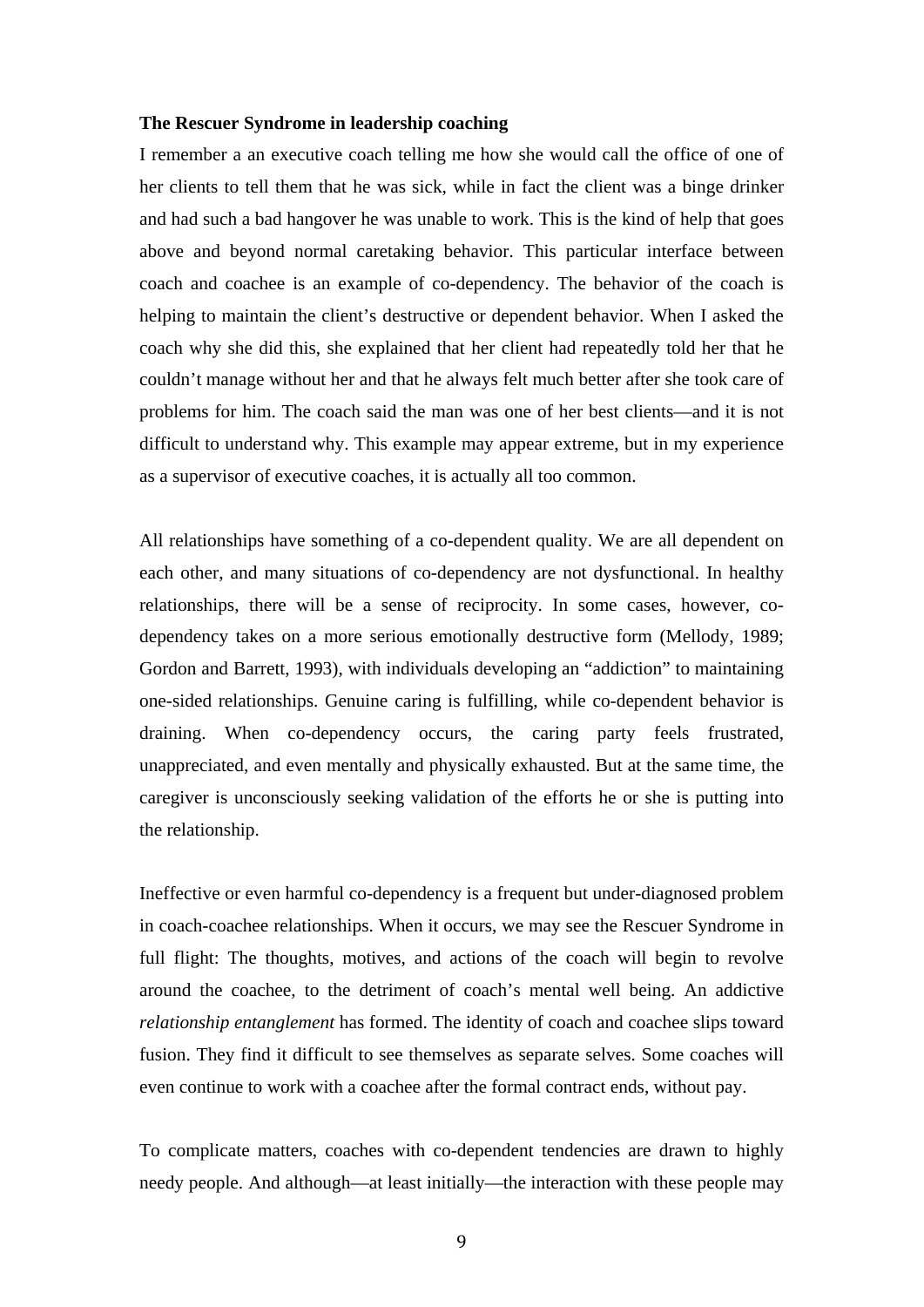**The Rescuer Syndrome in leadership coaching**

I remember a an executive coach telling me how she would call the office of one of her clients to tell them that he was sick, while in fact the client was a binge drinker and had such a bad hangover he was unable to work. This is the kind of help that goes above and beyond normal caretaking behavior. This particular interface between coach and coachee is an example of co-dependency. The behavior of the coach is helping to maintain the client's destructive or dependent behavior. When I asked the coach why she did this, she explained that her client had repeatedly told her that he couldn't manage without her and that he always felt much better after she took care of problems for him. The coach said the man was one of her best clients—and it is not difficult to understand why. This example may appear extreme, but in my experience as a supervisor of executive coaches, it is actually all too common.

All relationships have something of a co-dependent quality. We are all dependent on each other, and many situations of co-dependency are not dysfunctional. In healthy relationships, there will be a sense of reciprocity. In some cases, however, co-dependency takes on a more serious emotionally destructive form (Mellody, 1989; Gordon and Barrett, 1993), with individuals developing an "addiction" to maintaining one-sided relationships. Genuine caring is fulfilling, while co-dependent behavior is draining. When co-dependency occurs, the caring party feels frustrated, unappreciated, and even mentally and physically exhausted. But at the same time, the caregiver is unconsciously seeking validation of the efforts he or she is putting into the relationship.

Ineffective or even harmful co-dependency is a frequent but under-diagnosed problem in coach-coachee relationships. When it occurs, we may see the Rescuer Syndrome in full flight: The thoughts, motives, and actions of the coach will begin to revolve around the coachee, to the detriment of coach's mental well being. An addictive *relationship entanglement* has formed. The identity of coach and coachee slips toward fusion. They find it difficult to see themselves as separate selves. Some coaches will even continue to work with a coachee after the formal contract ends, without pay.

To complicate matters, coaches with co-dependent tendencies are drawn to highly needy people. And although—at least initially—the interaction with these people may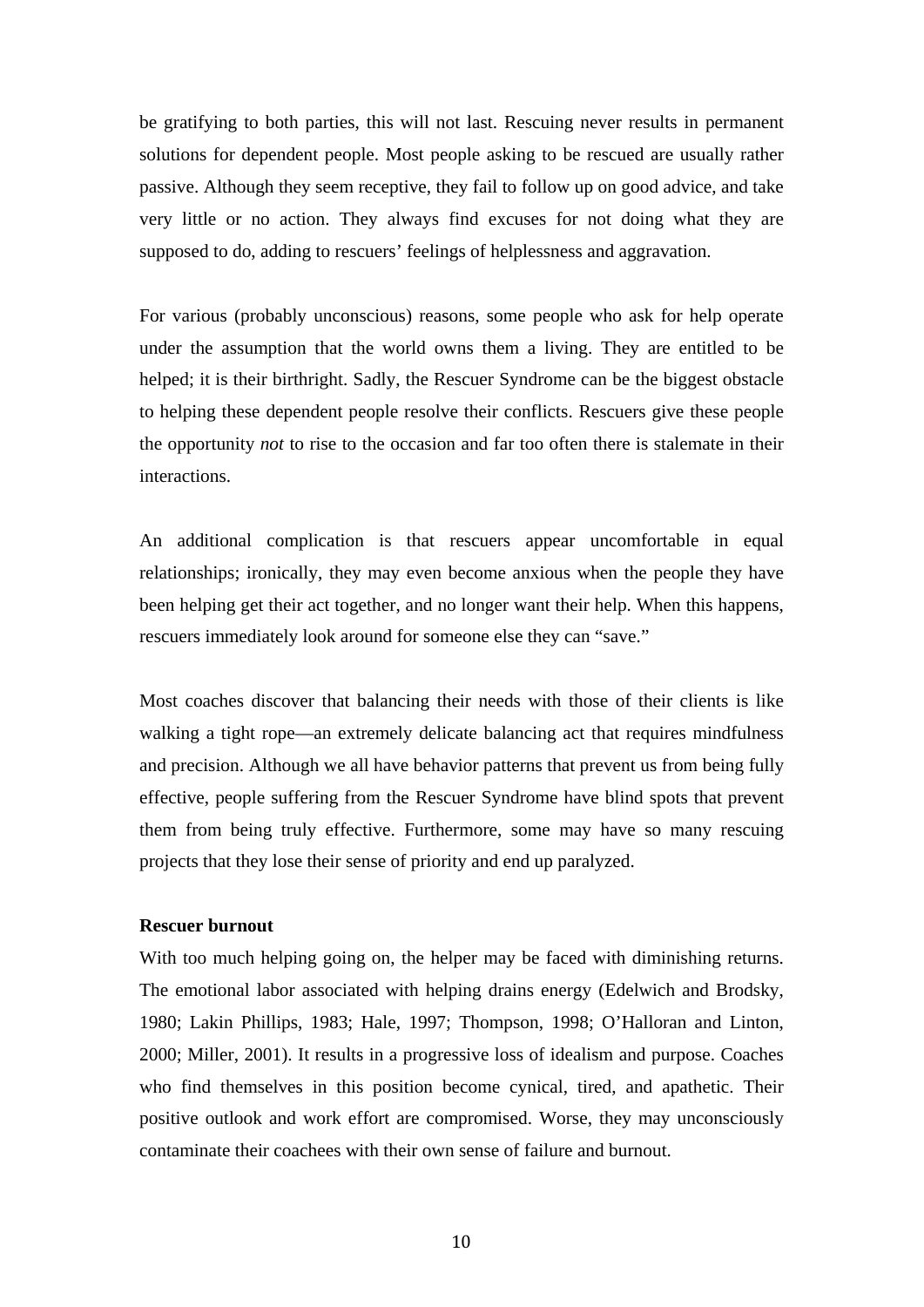be gratifying to both parties, this will not last. Rescuing never results in permanent solutions for dependent people. Most people asking to be rescued are usually rather passive. Although they seem receptive, they fail to follow up on good advice, and take very little or no action. They always find excuses for not doing what they are supposed to do, adding to rescuers' feelings of helplessness and aggravation.

For various (probably unconscious) reasons, some people who ask for help operate under the assumption that the world owns them a living. They are entitled to be helped; it is their birthright. Sadly, the Rescuer Syndrome can be the biggest obstacle to helping these dependent people resolve their conflicts. Rescuers give these people the opportunity *not* to rise to the occasion and far too often there is stalemate in their interactions.

An additional complication is that rescuers appear uncomfortable in equal relationships; ironically, they may even become anxious when the people they have been helping get their act together, and no longer want their help. When this happens, rescuers immediately look around for someone else they can "save."

Most coaches discover that balancing their needs with those of their clients is like walking a tight rope—an extremely delicate balancing act that requires mindfulness and precision. Although we all have behavior patterns that prevent us from being fully effective, people suffering from the Rescuer Syndrome have blind spots that prevent them from being truly effective. Furthermore, some may have so many rescuing projects that they lose their sense of priority and end up paralyzed.

**Rescuer burnout**

With too much helping going on, the helper may be faced with diminishing returns. The emotional labor associated with helping drains energy (Edelwich and Brodsky, 1980; Lakin Phillips, 1983; Hale, 1997; Thompson, 1998; O'Halloran and Linton, 2000; Miller, 2001). It results in a progressive loss of idealism and purpose. Coaches who find themselves in this position become cynical, tired, and apathetic. Their positive outlook and work effort are compromised. Worse, they may unconsciously contaminate their coachees with their own sense of failure and burnout.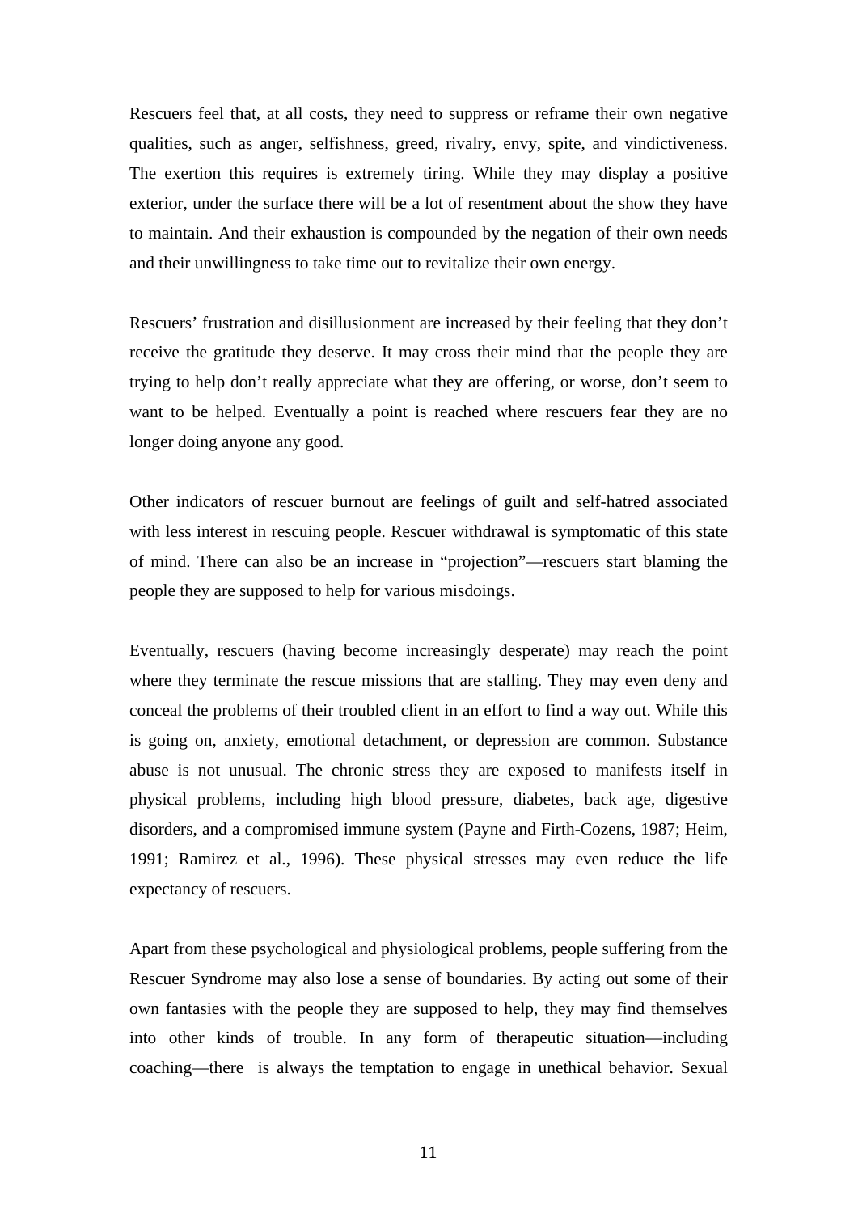Rescuers feel that, at all costs, they need to suppress or reframe their own negative qualities, such as anger, selfishness, greed, rivalry, envy, spite, and vindictiveness. The exertion this requires is extremely tiring. While they may display a positive exterior, under the surface there will be a lot of resentment about the show they have to maintain. And their exhaustion is compounded by the negation of their own needs and their unwillingness to take time out to revitalize their own energy.

Rescuers' frustration and disillusionment are increased by their feeling that they don't receive the gratitude they deserve. It may cross their mind that the people they are trying to help don't really appreciate what they are offering, or worse, don't seem to want to be helped. Eventually a point is reached where rescuers fear they are no longer doing anyone any good.

Other indicators of rescuer burnout are feelings of guilt and self-hatred associated with less interest in rescuing people. Rescuer withdrawal is symptomatic of this state of mind. There can also be an increase in "projection"—rescuers start blaming the people they are supposed to help for various misdoings.

Eventually, rescuers (having become increasingly desperate) may reach the point where they terminate the rescue missions that are stalling. They may even deny and conceal the problems of their troubled client in an effort to find a way out. While this is going on, anxiety, emotional detachment, or depression are common. Substance abuse is not unusual. The chronic stress they are exposed to manifests itself in physical problems, including high blood pressure, diabetes, back age, digestive disorders, and a compromised immune system (Payne and Firth-Cozens, 1987; Heim, 1991; Ramirez et al., 1996). These physical stresses may even reduce the life expectancy of rescuers.

Apart from these psychological and physiological problems, people suffering from the Rescuer Syndrome may also lose a sense of boundaries. By acting out some of their own fantasies with the people they are supposed to help, they may find themselves into other kinds of trouble. In any form of therapeutic situation—including coaching—there is always the temptation to engage in unethical behavior. Sexual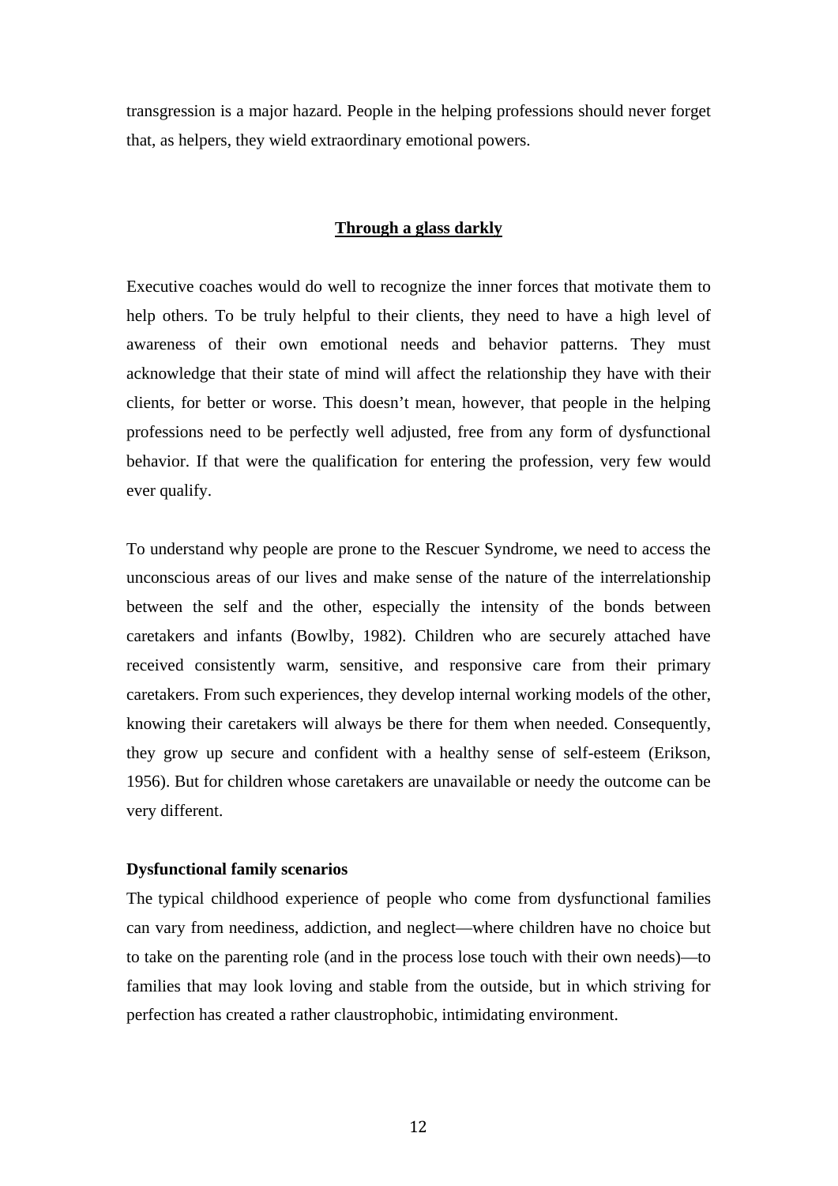transgression is a major hazard. People in the helping professions should never forget that, as helpers, they wield extraordinary emotional powers.

## Through a glass darkly

Executive coaches would do well to recognize the inner forces that motivate them to help others. To be truly helpful to their clients, they need to have a high level of awareness of their own emotional needs and behavior patterns. They must acknowledge that their state of mind will affect the relationship they have with their clients, for better or worse. This doesn't mean, however, that people in the helping professions need to be perfectly well adjusted, free from any form of dysfunctional behavior. If that were the qualification for entering the profession, very few would ever qualify.

To understand why people are prone to the Rescuer Syndrome, we need to access the unconscious areas of our lives and make sense of the nature of the interrelationship between the self and the other, especially the intensity of the bonds between caretakers and infants (Bowlby, 1982). Children who are securely attached have received consistently warm, sensitive, and responsive care from their primary caretakers. From such experiences, they develop internal working models of the other, knowing their caretakers will always be there for them when needed. Consequently, they grow up secure and confident with a healthy sense of self-esteem (Erikson, 1956). But for children whose caretakers are unavailable or needy the outcome can be very different.

### Dysfunctional family scenarios

The typical childhood experience of people who come from dysfunctional families can vary from neediness, addiction, and neglect—where children have no choice but to take on the parenting role (and in the process lose touch with their own needs)—to families that may look loving and stable from the outside, but in which striving for perfection has created a rather claustrophobic, intimidating environment.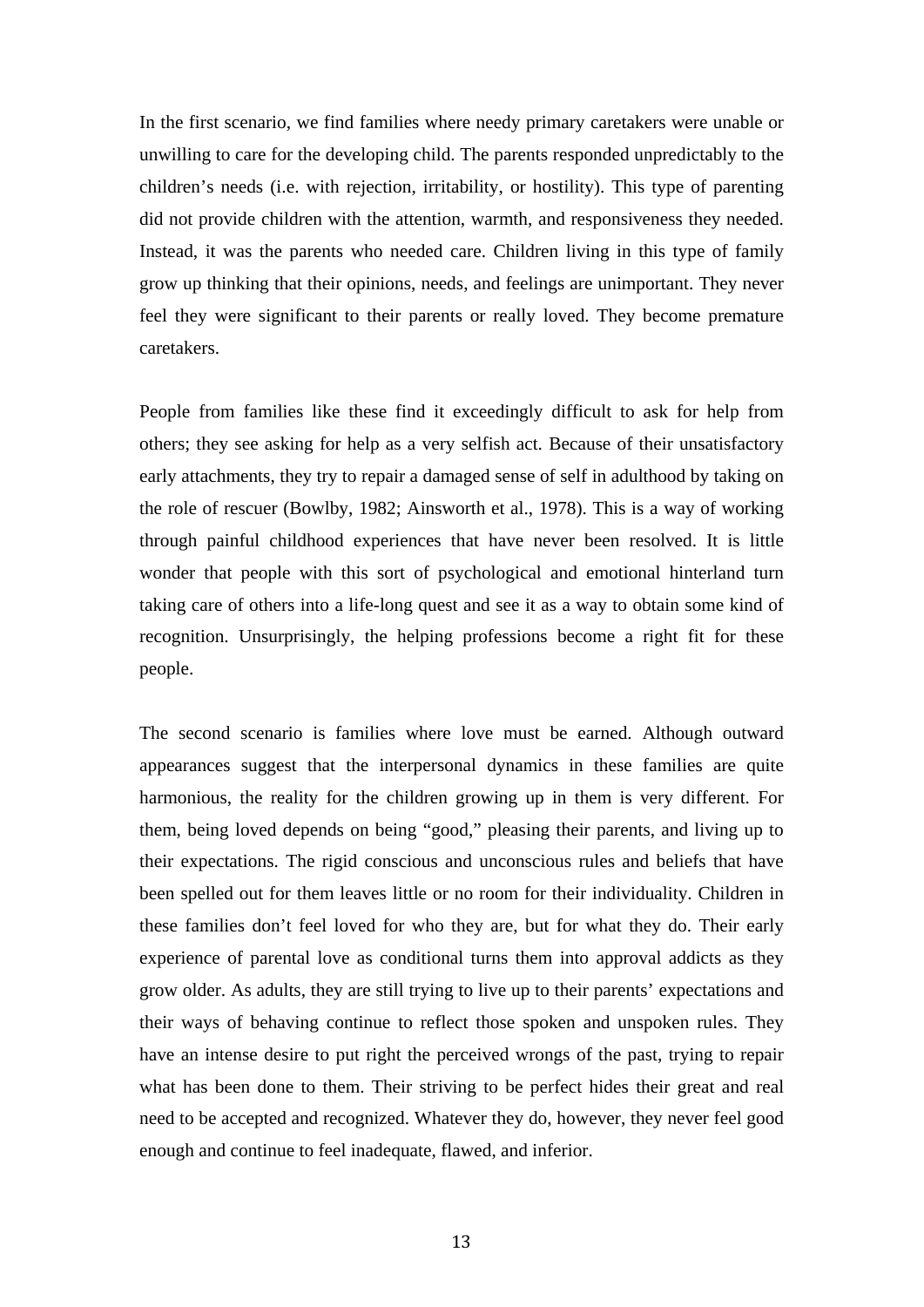In the first scenario, we find families where needy primary caretakers were unable or unwilling to care for the developing child. The parents responded unpredictably to the children's needs (i.e. with rejection, irritability, or hostility). This type of parenting did not provide children with the attention, warmth, and responsiveness they needed. Instead, it was the parents who needed care. Children living in this type of family grow up thinking that their opinions, needs, and feelings are unimportant. They never feel they were significant to their parents or really loved. They become premature caretakers.

People from families like these find it exceedingly difficult to ask for help from others; they see asking for help as a very selfish act. Because of their unsatisfactory early attachments, they try to repair a damaged sense of self in adulthood by taking on the role of rescuer (Bowlby, 1982; Ainsworth et al., 1978). This is a way of working through painful childhood experiences that have never been resolved. It is little wonder that people with this sort of psychological and emotional hinterland turn taking care of others into a life-long quest and see it as a way to obtain some kind of recognition. Unsurprisingly, the helping professions become a right fit for these people.

The second scenario is families where love must be earned. Although outward appearances suggest that the interpersonal dynamics in these families are quite harmonious, the reality for the children growing up in them is very different. For them, being loved depends on being "good," pleasing their parents, and living up to their expectations. The rigid conscious and unconscious rules and beliefs that have been spelled out for them leaves little or no room for their individuality. Children in these families don't feel loved for who they are, but for what they do. Their early experience of parental love as conditional turns them into approval addicts as they grow older. As adults, they are still trying to live up to their parents' expectations and their ways of behaving continue to reflect those spoken and unspoken rules. They have an intense desire to put right the perceived wrongs of the past, trying to repair what has been done to them. Their striving to be perfect hides their great and real need to be accepted and recognized. Whatever they do, however, they never feel good enough and continue to feel inadequate, flawed, and inferior.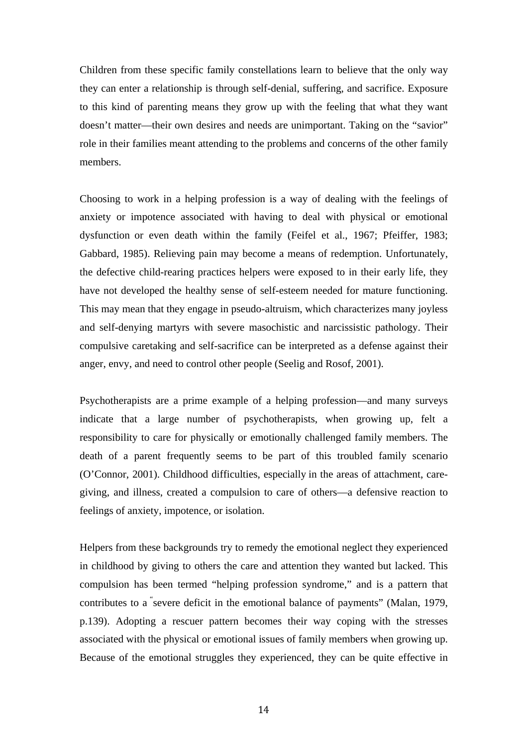Children from these specific family constellations learn to believe that the only way they can enter a relationship is through self-denial, suffering, and sacrifice. Exposure to this kind of parenting means they grow up with the feeling that what they want doesn't matter—their own desires and needs are unimportant. Taking on the "savior" role in their families meant attending to the problems and concerns of the other family members.

Choosing to work in a helping profession is a way of dealing with the feelings of anxiety or impotence associated with having to deal with physical or emotional dysfunction or even death within the family (Feifel et al., 1967; Pfeiffer, 1983; Gabbard, 1985). Relieving pain may become a means of redemption. Unfortunately, the defective child-rearing practices helpers were exposed to in their early life, they have not developed the healthy sense of self-esteem needed for mature functioning. This may mean that they engage in pseudo-altruism, which characterizes many joyless and self-denying martyrs with severe masochistic and narcissistic pathology. Their compulsive caretaking and self-sacrifice can be interpreted as a defense against their anger, envy, and need to control other people (Seelig and Rosof, 2001).

Psychotherapists are a prime example of a helping profession—and many surveys indicate that a large number of psychotherapists, when growing up, felt a responsibility to care for physically or emotionally challenged family members. The death of a parent frequently seems to be part of this troubled family scenario (O'Connor, 2001). Childhood difficulties, especially in the areas of attachment, care-giving, and illness, created a compulsion to care of others—a defensive reaction to feelings of anxiety, impotence, or isolation.

Helpers from these backgrounds try to remedy the emotional neglect they experienced in childhood by giving to others the care and attention they wanted but lacked. This compulsion has been termed "helping profession syndrome," and is a pattern that contributes to a "severe deficit in the emotional balance of payments" (Malan, 1979, p.139). Adopting a rescuer pattern becomes their way coping with the stresses associated with the physical or emotional issues of family members when growing up. Because of the emotional struggles they experienced, they can be quite effective in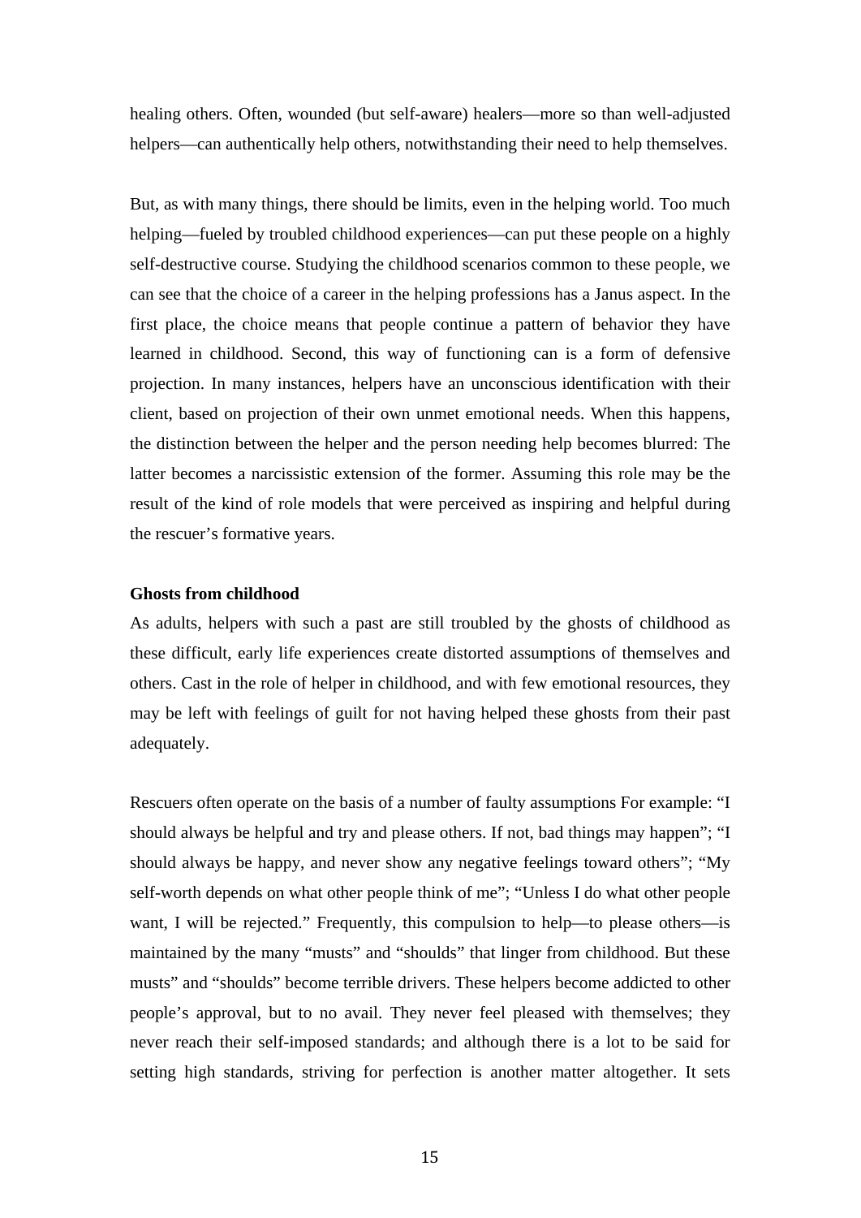healing others. Often, wounded (but self-aware) healers—more so than well-adjusted helpers—can authentically help others, notwithstanding their need to help themselves.

But, as with many things, there should be limits, even in the helping world. Too much helping—fueled by troubled childhood experiences—can put these people on a highly self-destructive course. Studying the childhood scenarios common to these people, we can see that the choice of a career in the helping professions has a Janus aspect. In the first place, the choice means that people continue a pattern of behavior they have learned in childhood. Second, this way of functioning can is a form of defensive projection. In many instances, helpers have an unconscious identification with their client, based on projection of their own unmet emotional needs. When this happens, the distinction between the helper and the person needing help becomes blurred: The latter becomes a narcissistic extension of the former. Assuming this role may be the result of the kind of role models that were perceived as inspiring and helpful during the rescuer's formative years.

**Ghosts from childhood**

As adults, helpers with such a past are still troubled by the ghosts of childhood as these difficult, early life experiences create distorted assumptions of themselves and others. Cast in the role of helper in childhood, and with few emotional resources, they may be left with feelings of guilt for not having helped these ghosts from their past adequately.

Rescuers often operate on the basis of a number of faulty assumptions For example: "I should always be helpful and try and please others. If not, bad things may happen"; "I should always be happy, and never show any negative feelings toward others"; "My self-worth depends on what other people think of me"; "Unless I do what other people want, I will be rejected." Frequently, this compulsion to help—to please others—is maintained by the many "musts" and "shoulds" that linger from childhood. But these musts" and "shoulds" become terrible drivers. These helpers become addicted to other people's approval, but to no avail. They never feel pleased with themselves; they never reach their self-imposed standards; and although there is a lot to be said for setting high standards, striving for perfection is another matter altogether. It sets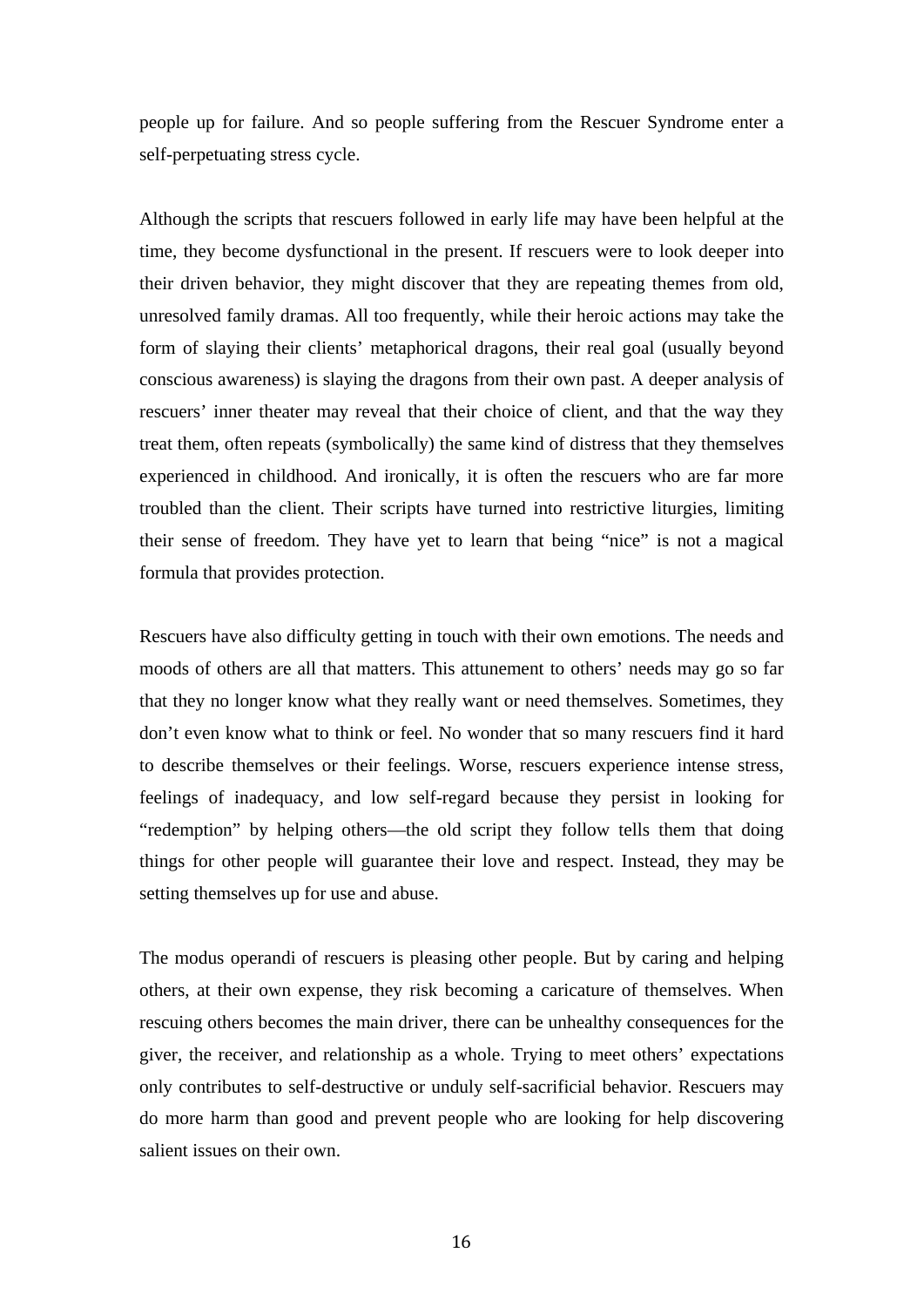people up for failure. And so people suffering from the Rescuer Syndrome enter a self-perpetuating stress cycle.

Although the scripts that rescuers followed in early life may have been helpful at the time, they become dysfunctional in the present. If rescuers were to look deeper into their driven behavior, they might discover that they are repeating themes from old, unresolved family dramas. All too frequently, while their heroic actions may take the form of slaying their clients' metaphorical dragons, their real goal (usually beyond conscious awareness) is slaying the dragons from their own past. A deeper analysis of rescuers' inner theater may reveal that their choice of client, and that the way they treat them, often repeats (symbolically) the same kind of distress that they themselves experienced in childhood. And ironically, it is often the rescuers who are far more troubled than the client. Their scripts have turned into restrictive liturgies, limiting their sense of freedom. They have yet to learn that being "nice" is not a magical formula that provides protection.

Rescuers have also difficulty getting in touch with their own emotions. The needs and moods of others are all that matters. This attunement to others' needs may go so far that they no longer know what they really want or need themselves. Sometimes, they don't even know what to think or feel. No wonder that so many rescuers find it hard to describe themselves or their feelings. Worse, rescuers experience intense stress, feelings of inadequacy, and low self-regard because they persist in looking for "redemption" by helping others—the old script they follow tells them that doing things for other people will guarantee their love and respect. Instead, they may be setting themselves up for use and abuse.

The modus operandi of rescuers is pleasing other people. But by caring and helping others, at their own expense, they risk becoming a caricature of themselves. When rescuing others becomes the main driver, there can be unhealthy consequences for the giver, the receiver, and relationship as a whole. Trying to meet others' expectations only contributes to self-destructive or unduly self-sacrificial behavior. Rescuers may do more harm than good and prevent people who are looking for help discovering salient issues on their own.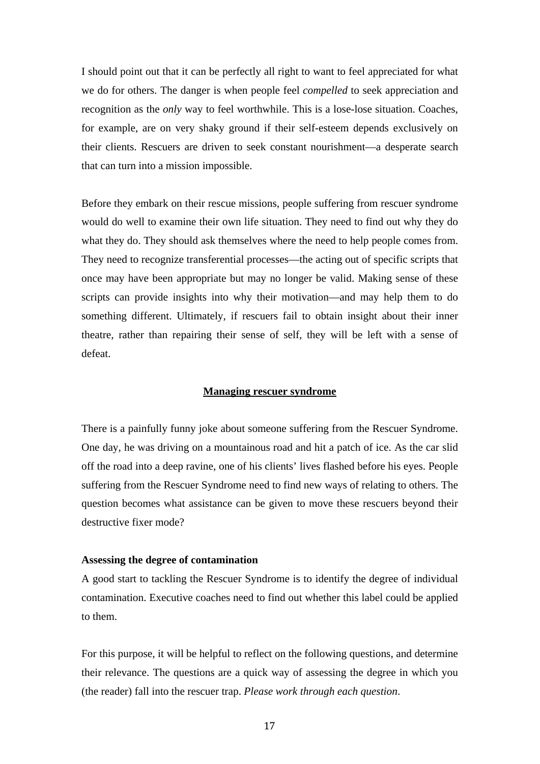I should point out that it can be perfectly all right to want to feel appreciated for what we do for others. The danger is when people feel *compelled* to seek appreciation and recognition as the *only* way to feel worthwhile. This is a lose-lose situation. Coaches, for example, are on very shaky ground if their self-esteem depends exclusively on their clients. Rescuers are driven to seek constant nourishment—a desperate search that can turn into a mission impossible.

Before they embark on their rescue missions, people suffering from rescuer syndrome would do well to examine their own life situation. They need to find out why they do what they do. They should ask themselves where the need to help people comes from. They need to recognize transferential processes—the acting out of specific scripts that once may have been appropriate but may no longer be valid. Making sense of these scripts can provide insights into why their motivation—and may help them to do something different. Ultimately, if rescuers fail to obtain insight about their inner theatre, rather than repairing their sense of self, they will be left with a sense of defeat.

## Managing rescuer syndrome

There is a painfully funny joke about someone suffering from the Rescuer Syndrome. One day, he was driving on a mountainous road and hit a patch of ice. As the car slid off the road into a deep ravine, one of his clients' lives flashed before his eyes. People suffering from the Rescuer Syndrome need to find new ways of relating to others. The question becomes what assistance can be given to move these rescuers beyond their destructive fixer mode?

### Assessing the degree of contamination

A good start to tackling the Rescuer Syndrome is to identify the degree of individual contamination. Executive coaches need to find out whether this label could be applied to them.

For this purpose, it will be helpful to reflect on the following questions, and determine their relevance. The questions are a quick way of assessing the degree in which you (the reader) fall into the rescuer trap. *Please work through each question*.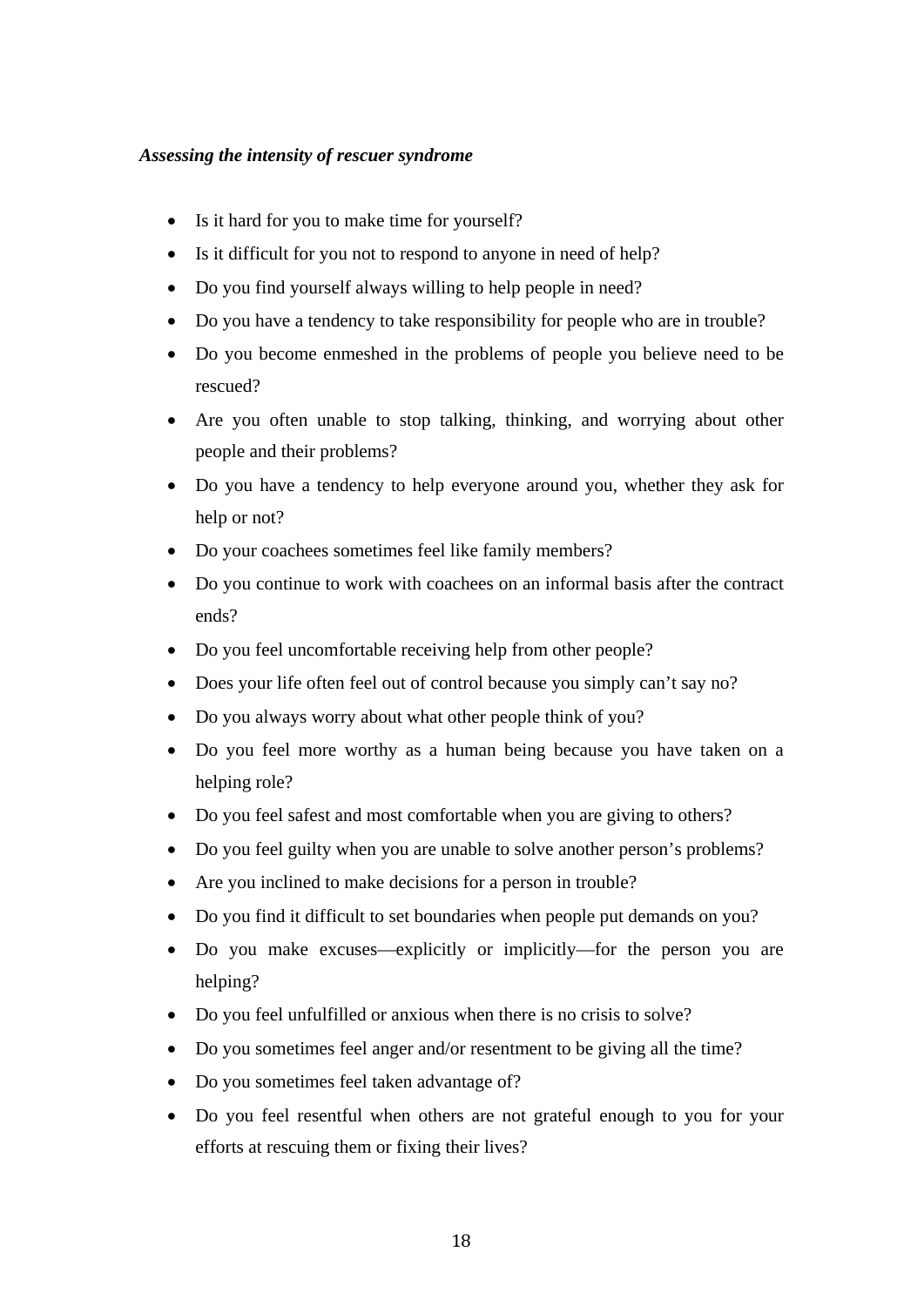*Assessing the intensity of rescuer syndrome*

- Is it hard for you to make time for yourself?
- Is it difficult for you not to respond to anyone in need of help?
- Do you find yourself always willing to help people in need?
- Do you have a tendency to take responsibility for people who are in trouble?
- Do you become enmeshed in the problems of people you believe need to be rescued?
- Are you often unable to stop talking, thinking, and worrying about other people and their problems?
- Do you have a tendency to help everyone around you, whether they ask for help or not?
- Do your coachees sometimes feel like family members?
- Do you continue to work with coachees on an informal basis after the contract ends?
- Do you feel uncomfortable receiving help from other people?
- Does your life often feel out of control because you simply can't say no?
- Do you always worry about what other people think of you?
- Do you feel more worthy as a human being because you have taken on a helping role?
- Do you feel safest and most comfortable when you are giving to others?
- Do you feel guilty when you are unable to solve another person's problems?
- Are you inclined to make decisions for a person in trouble?
- Do you find it difficult to set boundaries when people put demands on you?
- Do you make excuses—explicitly or implicitly—for the person you are helping?
- Do you feel unfulfilled or anxious when there is no crisis to solve?
- Do you sometimes feel anger and/or resentment to be giving all the time?
- Do you sometimes feel taken advantage of?
- Do you feel resentful when others are not grateful enough to you for your efforts at rescuing them or fixing their lives?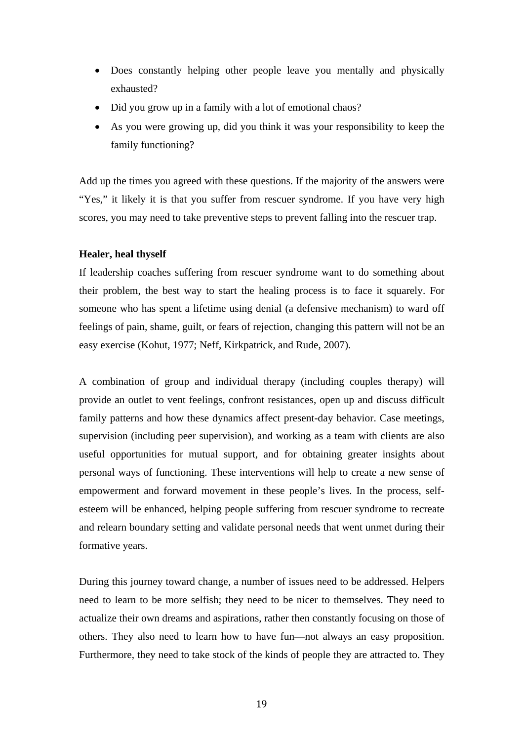- Does constantly helping other people leave you mentally and physically exhausted?
- Did you grow up in a family with a lot of emotional chaos?
- As you were growing up, did you think it was your responsibility to keep the family functioning?

Add up the times you agreed with these questions. If the majority of the answers were "Yes," it likely it is that you suffer from rescuer syndrome. If you have very high scores, you may need to take preventive steps to prevent falling into the rescuer trap.

**Healer, heal thyself**

If leadership coaches suffering from rescuer syndrome want to do something about their problem, the best way to start the healing process is to face it squarely. For someone who has spent a lifetime using denial (a defensive mechanism) to ward off feelings of pain, shame, guilt, or fears of rejection, changing this pattern will not be an easy exercise (Kohut, 1977; Neff, Kirkpatrick, and Rude, 2007).

A combination of group and individual therapy (including couples therapy) will provide an outlet to vent feelings, confront resistances, open up and discuss difficult family patterns and how these dynamics affect present-day behavior. Case meetings, supervision (including peer supervision), and working as a team with clients are also useful opportunities for mutual support, and for obtaining greater insights about personal ways of functioning. These interventions will help to create a new sense of empowerment and forward movement in these people's lives. In the process, self-esteem will be enhanced, helping people suffering from rescuer syndrome to recreate and relearn boundary setting and validate personal needs that went unmet during their formative years.

During this journey toward change, a number of issues need to be addressed. Helpers need to learn to be more selfish; they need to be nicer to themselves. They need to actualize their own dreams and aspirations, rather then constantly focusing on those of others. They also need to learn how to have fun—not always an easy proposition. Furthermore, they need to take stock of the kinds of people they are attracted to. They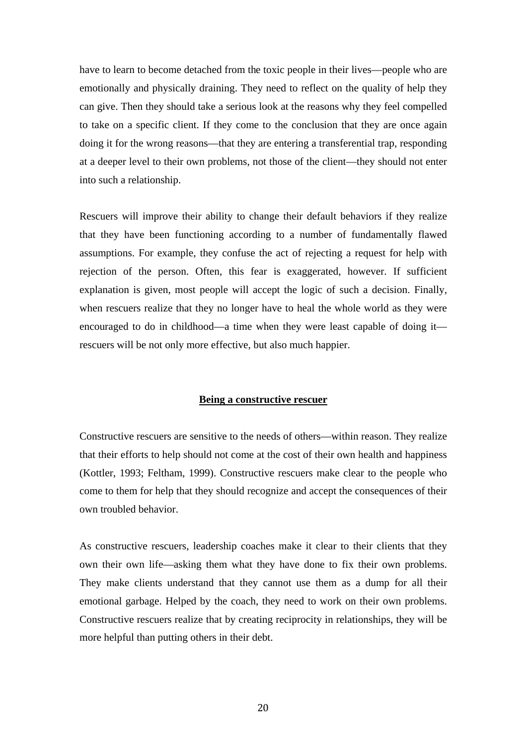have to learn to become detached from the toxic people in their lives—people who are emotionally and physically draining. They need to reflect on the quality of help they can give. Then they should take a serious look at the reasons why they feel compelled to take on a specific client. If they come to the conclusion that they are once again doing it for the wrong reasons—that they are entering a transferential trap, responding at a deeper level to their own problems, not those of the client—they should not enter into such a relationship.

Rescuers will improve their ability to change their default behaviors if they realize that they have been functioning according to a number of fundamentally flawed assumptions. For example, they confuse the act of rejecting a request for help with rejection of the person. Often, this fear is exaggerated, however. If sufficient explanation is given, most people will accept the logic of such a decision. Finally, when rescuers realize that they no longer have to heal the whole world as they were encouraged to do in childhood—a time when they were least capable of doing it—rescuers will be not only more effective, but also much happier.

## Being a constructive rescuer

Constructive rescuers are sensitive to the needs of others—within reason. They realize that their efforts to help should not come at the cost of their own health and happiness (Kottler, 1993; Feltham, 1999). Constructive rescuers make clear to the people who come to them for help that they should recognize and accept the consequences of their own troubled behavior.

As constructive rescuers, leadership coaches make it clear to their clients that they own their own life—asking them what they have done to fix their own problems. They make clients understand that they cannot use them as a dump for all their emotional garbage. Helped by the coach, they need to work on their own problems. Constructive rescuers realize that by creating reciprocity in relationships, they will be more helpful than putting others in their debt.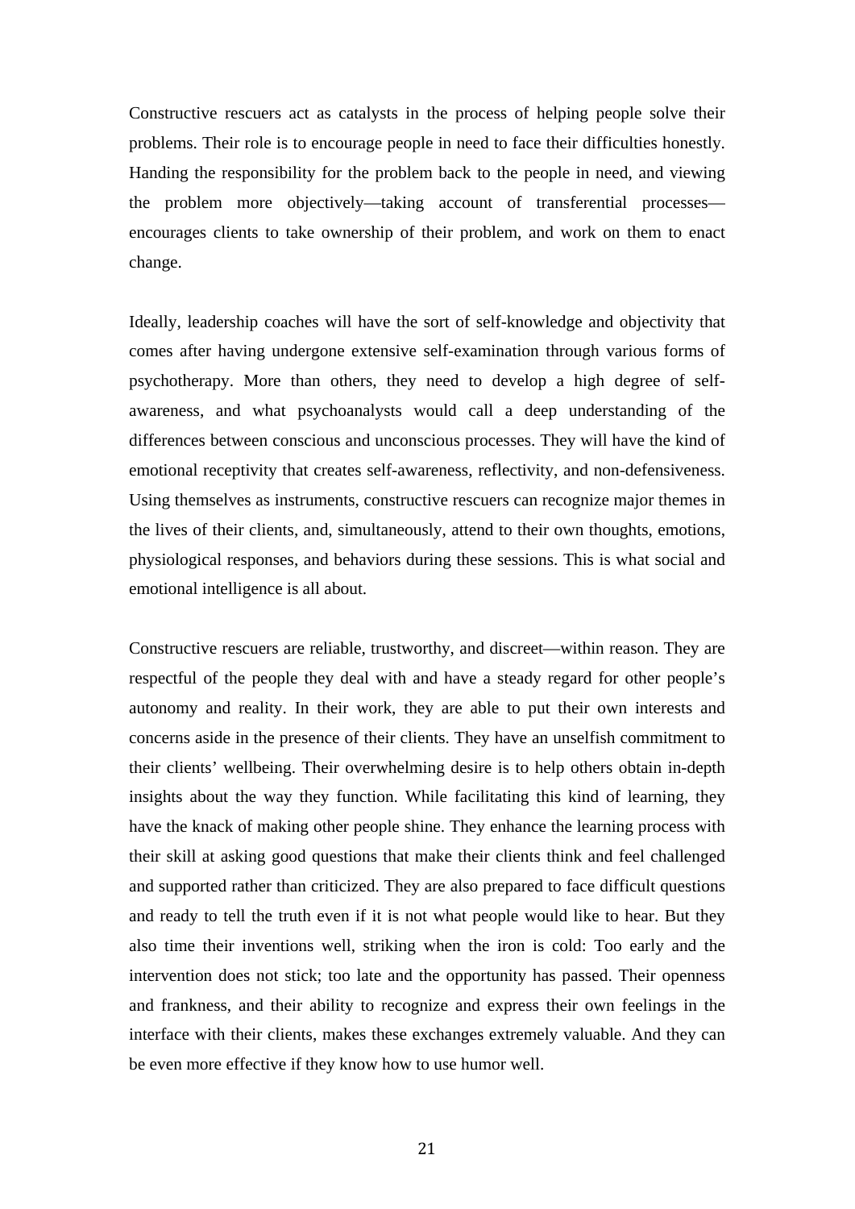Constructive rescuers act as catalysts in the process of helping people solve their problems. Their role is to encourage people in need to face their difficulties honestly. Handing the responsibility for the problem back to the people in need, and viewing the problem more objectively—taking account of transferential processes—encourages clients to take ownership of their problem, and work on them to enact change.

Ideally, leadership coaches will have the sort of self-knowledge and objectivity that comes after having undergone extensive self-examination through various forms of psychotherapy. More than others, they need to develop a high degree of self-awareness, and what psychoanalysts would call a deep understanding of the differences between conscious and unconscious processes. They will have the kind of emotional receptivity that creates self-awareness, reflectivity, and non-defensiveness. Using themselves as instruments, constructive rescuers can recognize major themes in the lives of their clients, and, simultaneously, attend to their own thoughts, emotions, physiological responses, and behaviors during these sessions. This is what social and emotional intelligence is all about.

Constructive rescuers are reliable, trustworthy, and discreet—within reason. They are respectful of the people they deal with and have a steady regard for other people's autonomy and reality. In their work, they are able to put their own interests and concerns aside in the presence of their clients. They have an unselfish commitment to their clients' wellbeing. Their overwhelming desire is to help others obtain in-depth insights about the way they function. While facilitating this kind of learning, they have the knack of making other people shine. They enhance the learning process with their skill at asking good questions that make their clients think and feel challenged and supported rather than criticized. They are also prepared to face difficult questions and ready to tell the truth even if it is not what people would like to hear. But they also time their inventions well, striking when the iron is cold: Too early and the intervention does not stick; too late and the opportunity has passed. Their openness and frankness, and their ability to recognize and express their own feelings in the interface with their clients, makes these exchanges extremely valuable. And they can be even more effective if they know how to use humor well.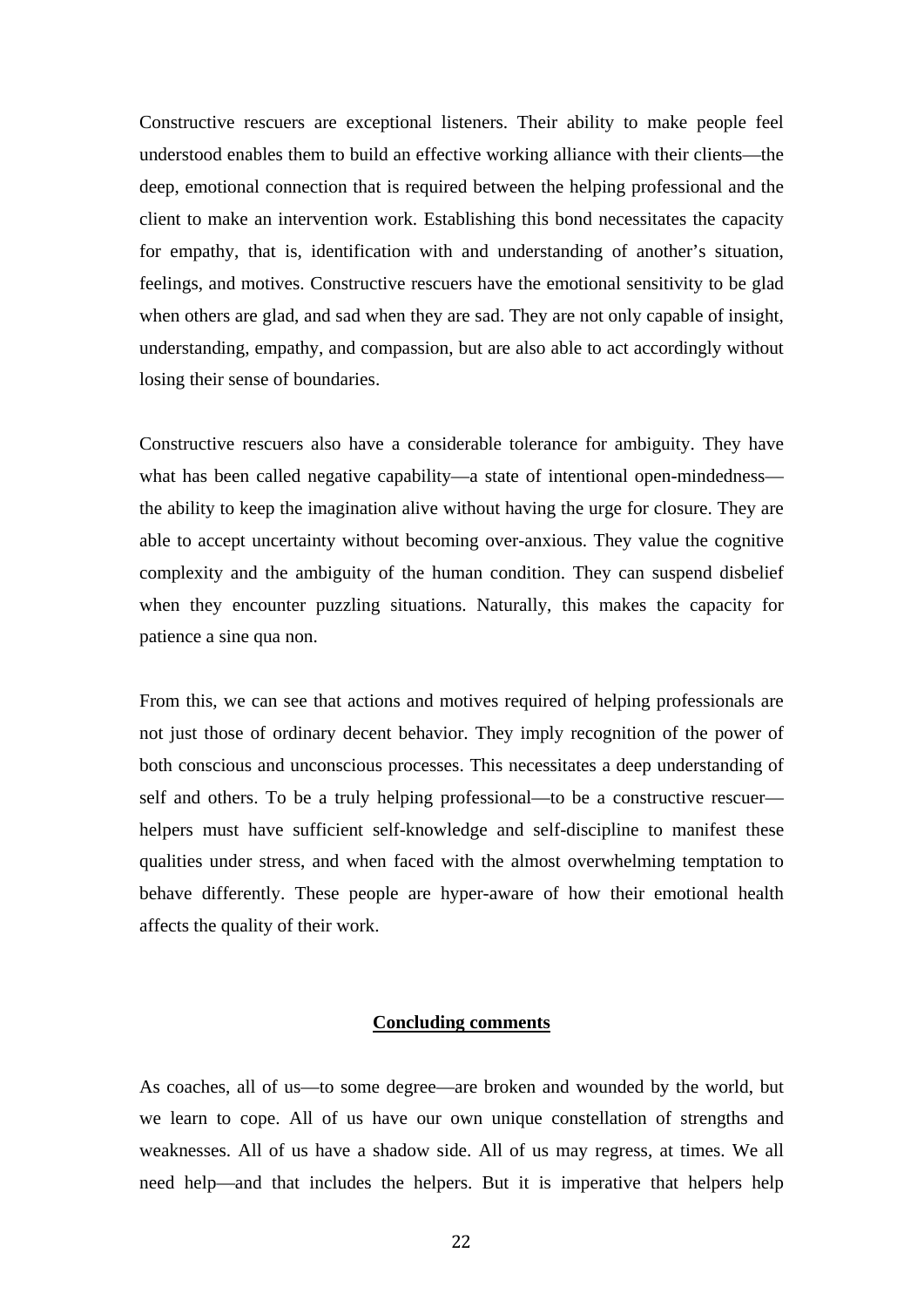Constructive rescuers are exceptional listeners. Their ability to make people feel understood enables them to build an effective working alliance with their clients—the deep, emotional connection that is required between the helping professional and the client to make an intervention work. Establishing this bond necessitates the capacity for empathy, that is, identification with and understanding of another's situation, feelings, and motives. Constructive rescuers have the emotional sensitivity to be glad when others are glad, and sad when they are sad. They are not only capable of insight, understanding, empathy, and compassion, but are also able to act accordingly without losing their sense of boundaries.

Constructive rescuers also have a considerable tolerance for ambiguity. They have what has been called negative capability—a state of intentional open-mindedness—the ability to keep the imagination alive without having the urge for closure. They are able to accept uncertainty without becoming over-anxious. They value the cognitive complexity and the ambiguity of the human condition. They can suspend disbelief when they encounter puzzling situations. Naturally, this makes the capacity for patience a sine qua non.

From this, we can see that actions and motives required of helping professionals are not just those of ordinary decent behavior. They imply recognition of the power of both conscious and unconscious processes. This necessitates a deep understanding of self and others. To be a truly helping professional—to be a constructive rescuer—helpers must have sufficient self-knowledge and self-discipline to manifest these qualities under stress, and when faced with the almost overwhelming temptation to behave differently. These people are hyper-aware of how their emotional health affects the quality of their work.

## Concluding comments

As coaches, all of us—to some degree—are broken and wounded by the world, but we learn to cope. All of us have our own unique constellation of strengths and weaknesses. All of us have a shadow side. All of us may regress, at times. We all need help—and that includes the helpers. But it is imperative that helpers help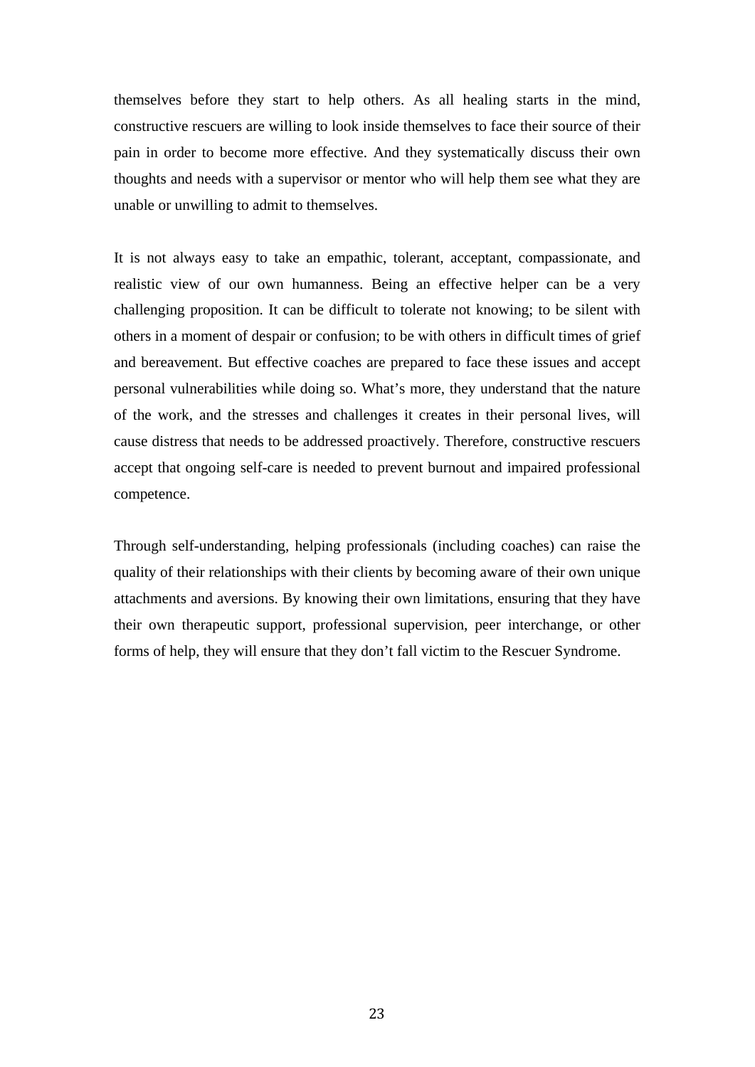themselves before they start to help others. As all healing starts in the mind, constructive rescuers are willing to look inside themselves to face their source of their pain in order to become more effective. And they systematically discuss their own thoughts and needs with a supervisor or mentor who will help them see what they are unable or unwilling to admit to themselves.

It is not always easy to take an empathic, tolerant, acceptant, compassionate, and realistic view of our own humanness. Being an effective helper can be a very challenging proposition. It can be difficult to tolerate not knowing; to be silent with others in a moment of despair or confusion; to be with others in difficult times of grief and bereavement. But effective coaches are prepared to face these issues and accept personal vulnerabilities while doing so. What's more, they understand that the nature of the work, and the stresses and challenges it creates in their personal lives, will cause distress that needs to be addressed proactively. Therefore, constructive rescuers accept that ongoing self-care is needed to prevent burnout and impaired professional competence.

Through self-understanding, helping professionals (including coaches) can raise the quality of their relationships with their clients by becoming aware of their own unique attachments and aversions. By knowing their own limitations, ensuring that they have their own therapeutic support, professional supervision, peer interchange, or other forms of help, they will ensure that they don't fall victim to the Rescuer Syndrome.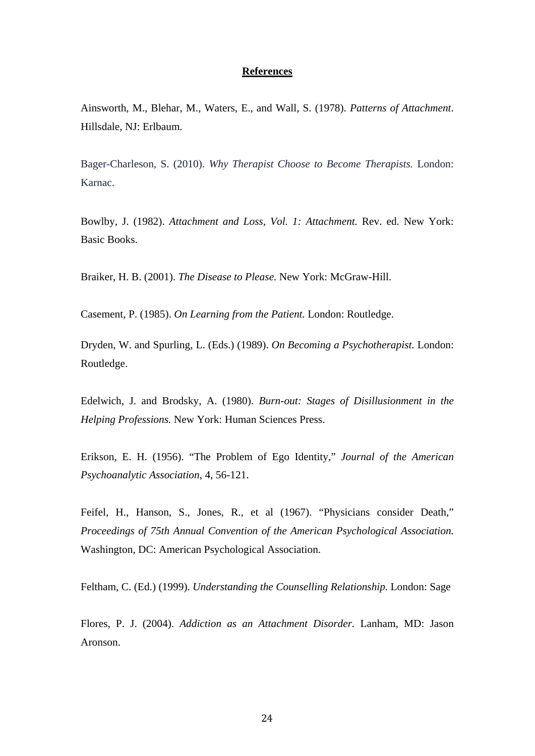## References

Ainsworth, M., Blehar, M., Waters, E., and Wall, S. (1978). *Patterns of Attachment*. Hillsdale, NJ: Erlbaum.

Bager-Charleson, S. (2010). *Why Therapist Choose to Become Therapists.* London: Karnac.

Bowlby, J. (1982). *Attachment and Loss, Vol. 1: Attachment.* Rev. ed. New York: Basic Books.

Braiker, H. B. (2001). *The Disease to Please.* New York: McGraw-Hill.

Casement, P. (1985). *On Learning from the Patient.* London: Routledge.

Dryden, W. and Spurling, L. (Eds.) (1989). *On Becoming a Psychotherapist.* London: Routledge.

Edelwich, J. and Brodsky, A. (1980). *Burn-out: Stages of Disillusionment in the Helping Professions.* New York: Human Sciences Press.

Erikson, E. H. (1956). "The Problem of Ego Identity," *Journal of the American Psychoanalytic Association*, 4, 56-121.

Feifel, H., Hanson, S., Jones, R., et al (1967). "Physicians consider Death," *Proceedings of 75th Annual Convention of the American Psychological Association.* Washington, DC: American Psychological Association.

Feltham, C. (Ed.) (1999). *Understanding the Counselling Relationship.* London: Sage

Flores, P. J. (2004). *Addiction as an Attachment Disorder.* Lanham, MD: Jason Aronson.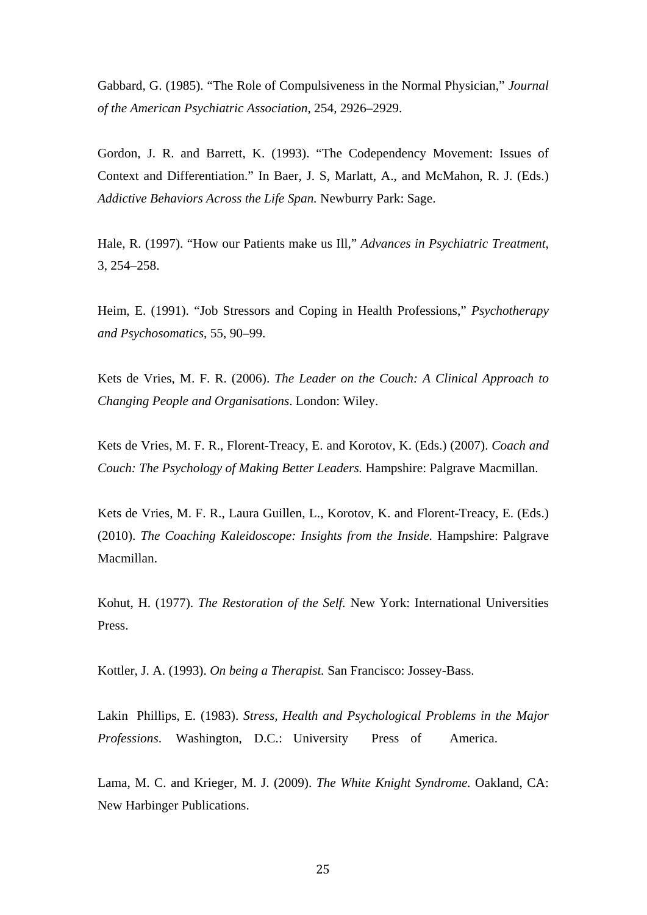Gabbard, G. (1985). "The Role of Compulsiveness in the Normal Physician," *Journal of the American Psychiatric Association*, 254, 2926–2929.

Gordon, J. R. and Barrett, K. (1993). "The Codependency Movement: Issues of Context and Differentiation." In Baer, J. S, Marlatt, A., and McMahon, R. J. (Eds.) *Addictive Behaviors Across the Life Span.* Newburry Park: Sage.

Hale, R. (1997). "How our Patients make us Ill," *Advances in Psychiatric Treatment*, 3, 254–258.

Heim, E. (1991). "Job Stressors and Coping in Health Professions," *Psychotherapy and Psychosomatics*, 55, 90–99.

Kets de Vries, M. F. R. (2006). *The Leader on the Couch: A Clinical Approach to Changing People and Organisations*. London: Wiley.

Kets de Vries, M. F. R., Florent-Treacy, E. and Korotov, K. (Eds.) (2007). *Coach and Couch: The Psychology of Making Better Leaders.* Hampshire: Palgrave Macmillan.

Kets de Vries, M. F. R., Laura Guillen, L., Korotov, K. and Florent-Treacy, E. (Eds.) (2010). *The Coaching Kaleidoscope: Insights from the Inside.* Hampshire: Palgrave Macmillan.

Kohut, H. (1977). *The Restoration of the Self.* New York: International Universities Press.

Kottler, J. A. (1993). *On being a Therapist.* San Francisco: Jossey-Bass.

Lakin Phillips, E. (1983). *Stress, Health and Psychological Problems in the Major Professions*. Washington, D.C.: University Press of America.

Lama, M. C. and Krieger, M. J. (2009). *The White Knight Syndrome.* Oakland, CA: New Harbinger Publications.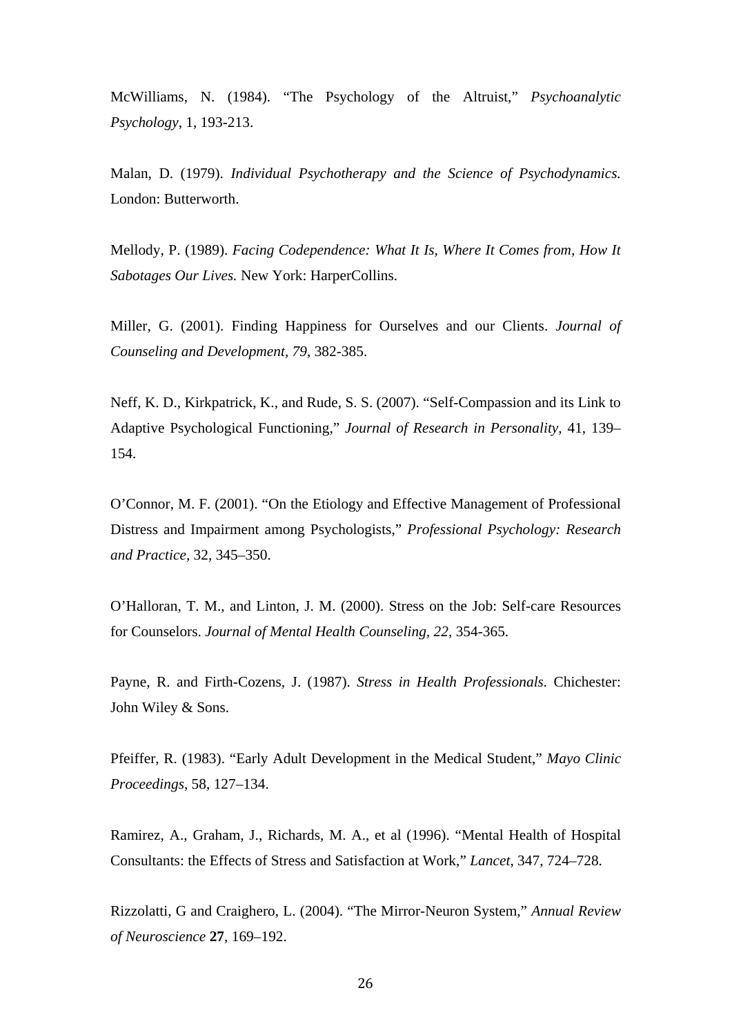McWilliams, N. (1984). “The Psychology of the Altruist,” *Psychoanalytic Psychology*, 1, 193-213.

Malan, D. (1979). *Individual Psychotherapy and the Science of Psychodynamics.* London: Butterworth.

Mellody, P. (1989). *Facing Codependence: What It Is, Where It Comes from, How It Sabotages Our Lives.* New York: HarperCollins.

Miller, G. (2001). Finding Happiness for Ourselves and our Clients. *Journal of Counseling and Development, 79*, 382-385.

Neff, K. D., Kirkpatrick, K., and Rude, S. S. (2007). “Self-Compassion and its Link to Adaptive Psychological Functioning,” *Journal of Research in Personality*, 41, 139–154.

O’Connor, M. F. (2001). “On the Etiology and Effective Management of Professional Distress and Impairment among Psychologists,” *Professional Psychology: Research and Practice*, 32, 345–350.

O’Halloran, T. M., and Linton, J. M. (2000). Stress on the Job: Self-care Resources for Counselors. *Journal of Mental Health Counseling, 22*, 354-365.

Payne, R. and Firth-Cozens, J. (1987). *Stress in Health Professionals.* Chichester: John Wiley & Sons.

Pfeiffer, R. (1983). “Early Adult Development in the Medical Student,” *Mayo Clinic Proceedings*, 58, 127–134.

Ramirez, A., Graham, J., Richards, M. A., et al (1996). “Mental Health of Hospital Consultants: the Effects of Stress and Satisfaction at Work,” *Lancet*, 347, 724–728.

Rizzolatti, G and Craighero, L. (2004). “The Mirror-Neuron System,” *Annual Review of Neuroscience* **27**, 169–192.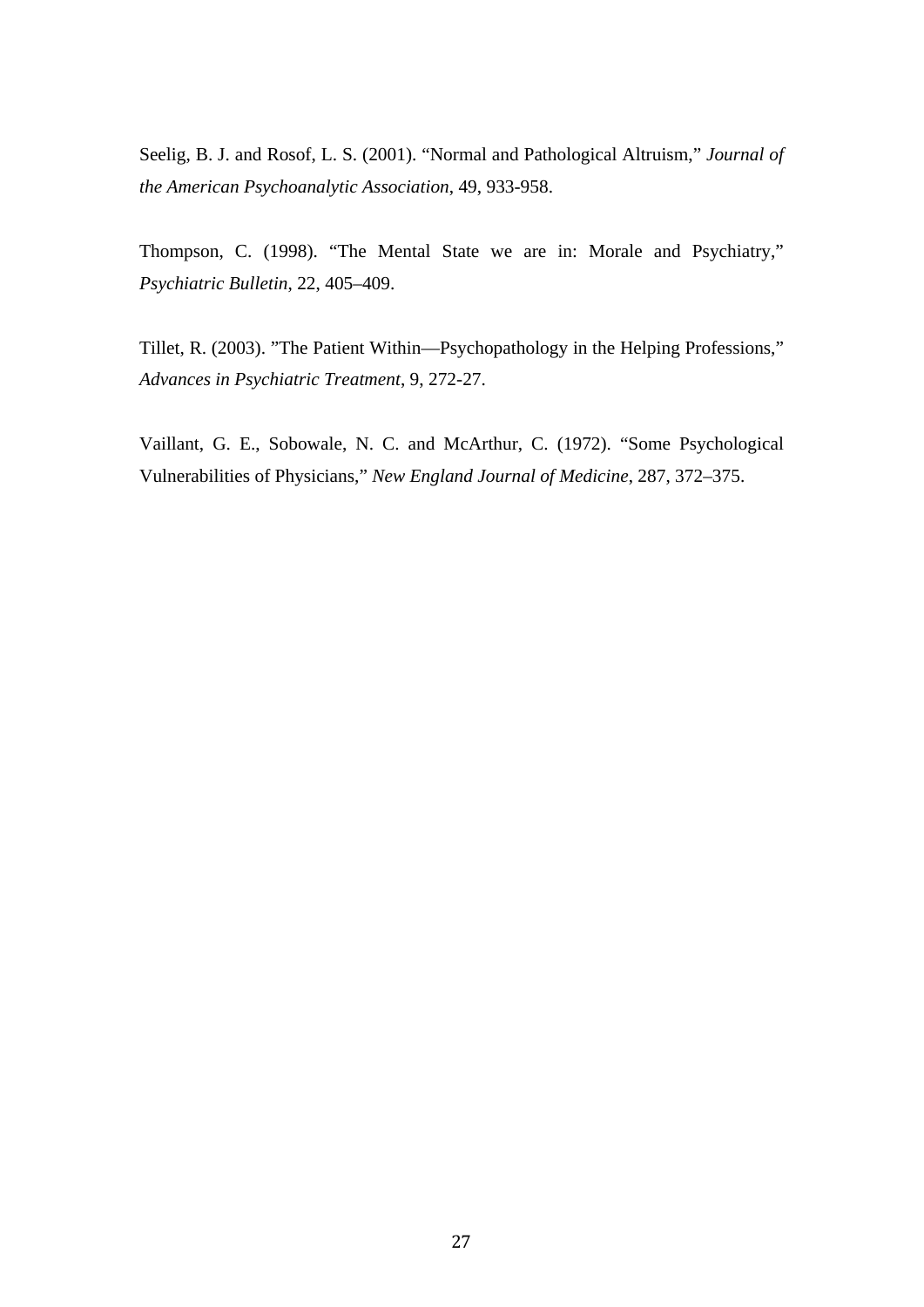Seelig, B. J. and Rosof, L. S. (2001). “Normal and Pathological Altruism,” *Journal of the American Psychoanalytic Association*, 49, 933-958.

Thompson, C. (1998). “The Mental State we are in: Morale and Psychiatry,” *Psychiatric Bulletin*, 22, 405–409.

Tillet, R. (2003). ”The Patient Within—Psychopathology in the Helping Professions,” *Advances in Psychiatric Treatment*, 9, 272-27.

Vaillant, G. E., Sobowale, N. C. and McArthur, C. (1972). “Some Psychological Vulnerabilities of Physicians,” *New England Journal of Medicine*, 287, 372–375.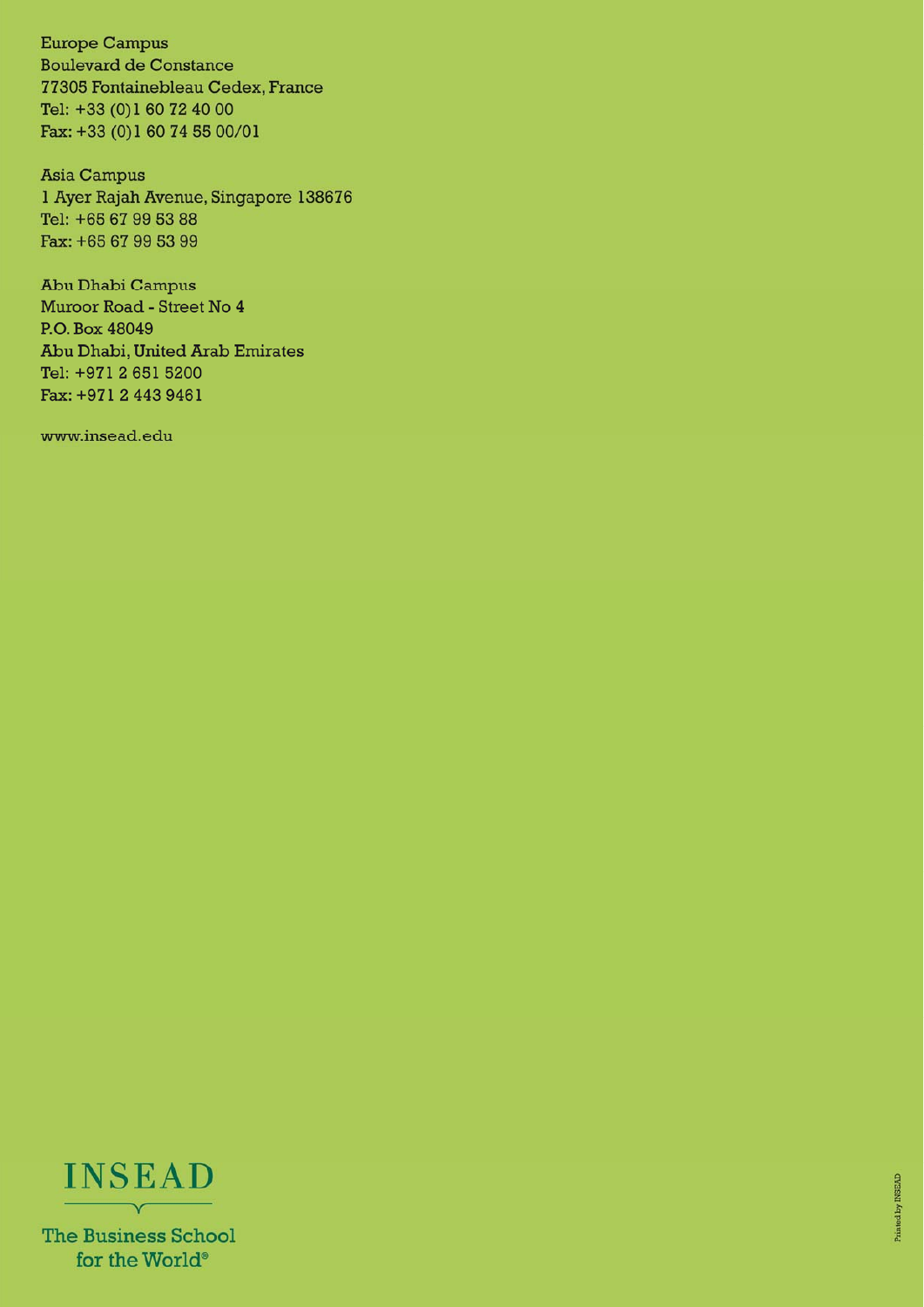**Europe Campus**
Boulevard de Constance
77305 Fontainebleau Cedex, France
Tel: +33 (0)1 60 72 40 00
Fax: +33 (0)1 60 74 55 00/01

**Asia Campus**
1 Ayer Rajah Avenue, Singapore 138676
Tel: +65 67 99 53 88
Fax: +65 67 99 53 99

**Abu Dhabi Campus**
Muroor Road - Street No 4
P.O. Box 48049
Abu Dhabi, United Arab Emirates
Tel: +971 2 651 5200
Fax: +971 2 443 9461

www.insead.edu

INSEAD

The Business School for the World®

Printed by INSEAD